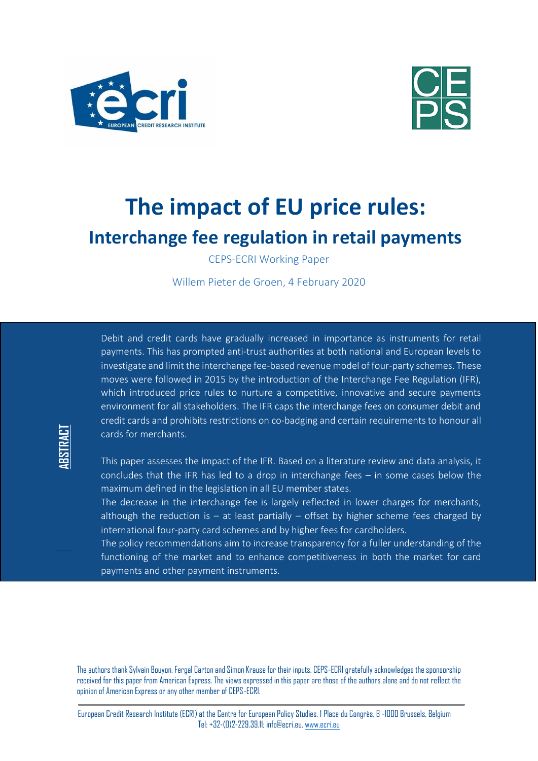# The impact of EU price rules:

## Interchange fee regulation in retail payments

CEPS-ECRI Working Paper

Willem Pieter de Groen, 4 February 2020

**ABSTRACT**

Debit and credit cards have gradually increased in importance as instruments for retail payments. This has prompted anti-trust authorities at both national and European levels to investigate and limit the interchange fee-based revenue model of four-party schemes. These moves were followed in 2015 by the introduction of the Interchange Fee Regulation (IFR), which introduced price rules to nurture a competitive, innovative and secure payments environment for all stakeholders. The IFR caps the interchange fees on consumer debit and credit cards and prohibits restrictions on co-badging and certain requirements to honour all cards for merchants.

This paper assesses the impact of the IFR. Based on a literature review and data analysis, it concludes that the IFR has led to a drop in interchange fees – in some cases below the maximum defined in the legislation in all EU member states.

The decrease in the interchange fee is largely reflected in lower charges for merchants, although the reduction is – at least partially – offset by higher scheme fees charged by international four-party card schemes and by higher fees for cardholders.

The policy recommendations aim to increase transparency for a fuller understanding of the functioning of the market and to enhance competitiveness in both the market for card payments and other payment instruments.

The authors thank Sylvain Bouyon, Fergal Carton and Simon Krause for their inputs. CEPS-ECRI gratefully acknowledges the sponsorship received for this paper from American Express. The views expressed in this paper are those of the authors alone and do not reflect the opinion of American Express or any other member of CEPS-ECRI.

European Credit Research Institute (ECRI) at the Centre for European Policy Studies, 1 Place du Congrès, B -1000 Brussels, Belgium
Tel: +32-(0)2-229.39.11; info@ecri.eu, www.ecri.eu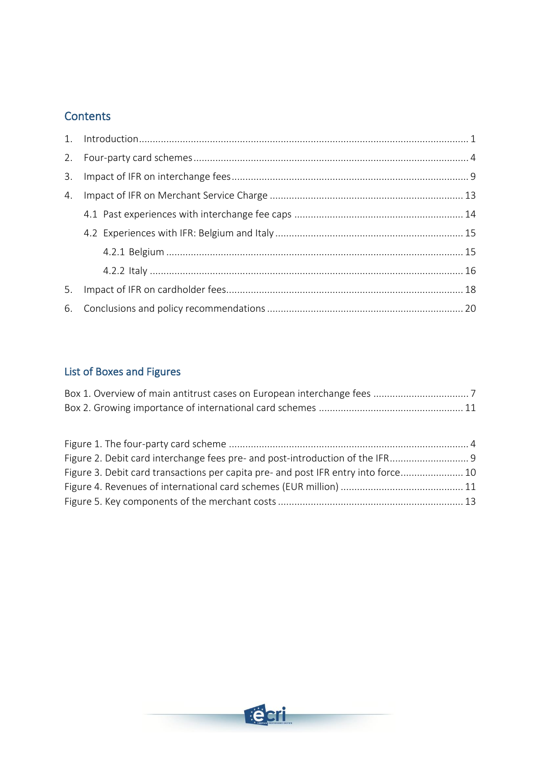## Contents

1. Introduction ... 1
2. Four-party card schemes ... 4
3. Impact of IFR on interchange fees ... 9
4. Impact of IFR on Merchant Service Charge ... 13
   - 4.1 Past experiences with interchange fee caps ... 14
   - 4.2 Experiences with IFR: Belgium and Italy ... 15
     - 4.2.1 Belgium ... 15
     - 4.2.2 Italy ... 16
5. Impact of IFR on cardholder fees ... 18
6. Conclusions and policy recommendations ... 20

## List of Boxes and Figures

Box 1. Overview of main antitrust cases on European interchange fees ... 7
Box 2. Growing importance of international card schemes ... 11

Figure 1. The four-party card scheme ... 4
Figure 2. Debit card interchange fees pre- and post-introduction of the IFR ... 9
Figure 3. Debit card transactions per capita pre- and post IFR entry into force ... 10
Figure 4. Revenues of international card schemes (EUR million) ... 11
Figure 5. Key components of the merchant costs ... 13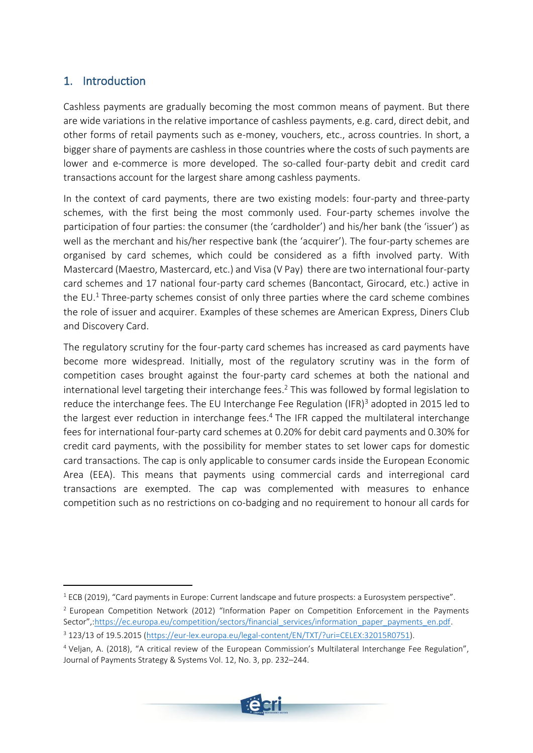## 1. Introduction

Cashless payments are gradually becoming the most common means of payment. But there are wide variations in the relative importance of cashless payments, e.g. card, direct debit, and other forms of retail payments such as e-money, vouchers, etc., across countries. In short, a bigger share of payments are cashless in those countries where the costs of such payments are lower and e-commerce is more developed. The so-called four-party debit and credit card transactions account for the largest share among cashless payments.

In the context of card payments, there are two existing models: four-party and three-party schemes, with the first being the most commonly used. Four-party schemes involve the participation of four parties: the consumer (the 'cardholder') and his/her bank (the 'issuer') as well as the merchant and his/her respective bank (the 'acquirer'). The four-party schemes are organised by card schemes, which could be considered as a fifth involved party. With Mastercard (Maestro, Mastercard, etc.) and Visa (V Pay) there are two international four-party card schemes and 17 national four-party card schemes (Bancontact, Girocard, etc.) active in the EU.[1] Three-party schemes consist of only three parties where the card scheme combines the role of issuer and acquirer. Examples of these schemes are American Express, Diners Club and Discovery Card.

The regulatory scrutiny for the four-party card schemes has increased as card payments have become more widespread. Initially, most of the regulatory scrutiny was in the form of competition cases brought against the four-party card schemes at both the national and international level targeting their interchange fees.[2] This was followed by formal legislation to reduce the interchange fees. The EU Interchange Fee Regulation (IFR)[3] adopted in 2015 led to the largest ever reduction in interchange fees.[4] The IFR capped the multilateral interchange fees for international four-party card schemes at 0.20% for debit card payments and 0.30% for credit card payments, with the possibility for member states to set lower caps for domestic card transactions. The cap is only applicable to consumer cards inside the European Economic Area (EEA). This means that payments using commercial cards and interregional card transactions are exempted. The cap was complemented with measures to enhance competition such as no restrictions on co-badging and no requirement to honour all cards for

---

[1] ECB (2019), "Card payments in Europe: Current landscape and future prospects: a Eurosystem perspective".

[2] European Competition Network (2012) "Information Paper on Competition Enforcement in the Payments Sector",:https://ec.europa.eu/competition/sectors/financial_services/information_paper_payments_en.pdf.

[3] 123/13 of 19.5.2015 (https://eur-lex.europa.eu/legal-content/EN/TXT/?uri=CELEX:32015R0751).

[4] Veljan, A. (2018), "A critical review of the European Commission's Multilateral Interchange Fee Regulation", Journal of Payments Strategy & Systems Vol. 12, No. 3, pp. 232–244.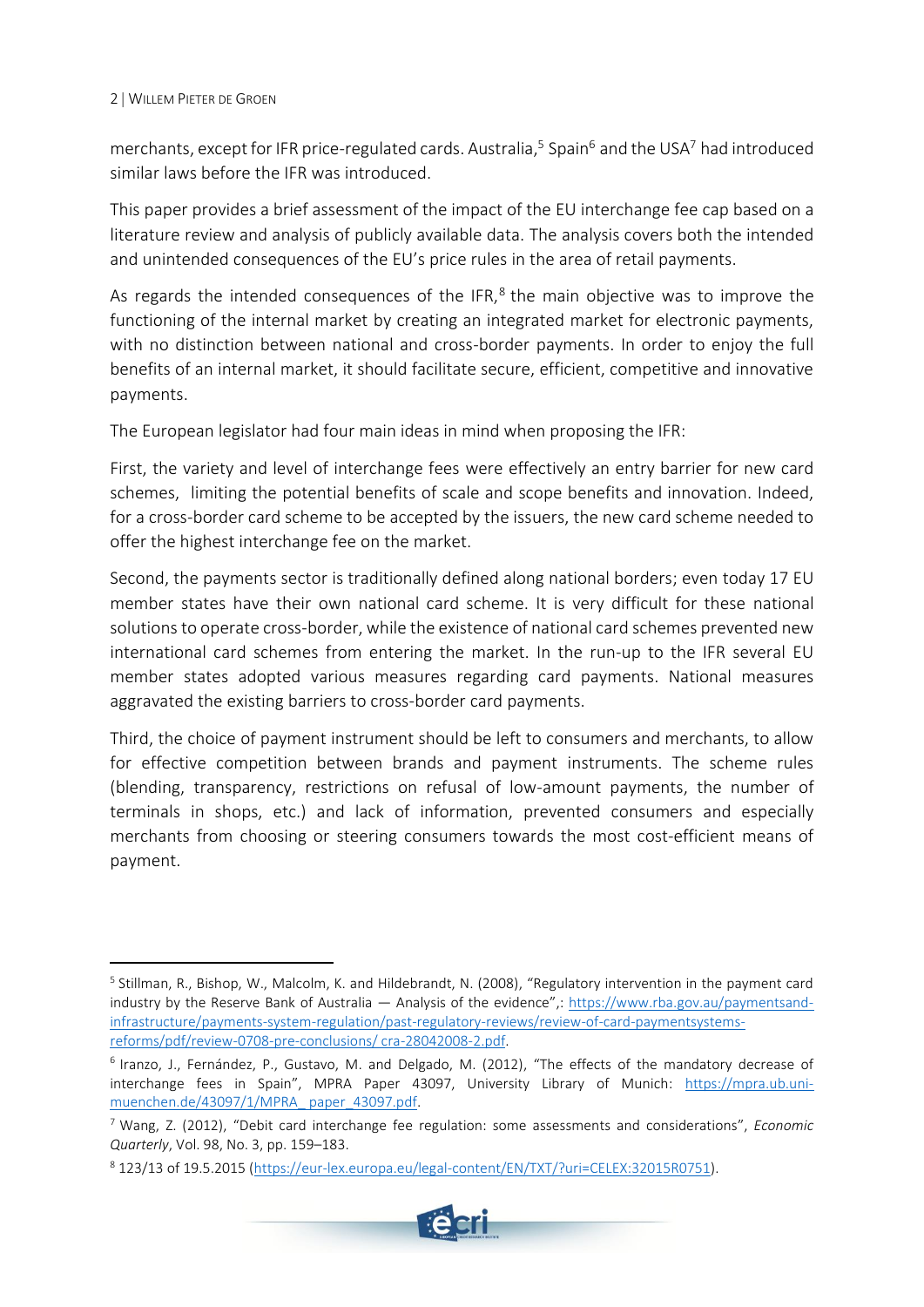merchants, except for IFR price-regulated cards. Australia,[5] Spain[6] and the USA[7] had introduced similar laws before the IFR was introduced.

This paper provides a brief assessment of the impact of the EU interchange fee cap based on a literature review and analysis of publicly available data. The analysis covers both the intended and unintended consequences of the EU's price rules in the area of retail payments.

As regards the intended consequences of the IFR,[8] the main objective was to improve the functioning of the internal market by creating an integrated market for electronic payments, with no distinction between national and cross-border payments. In order to enjoy the full benefits of an internal market, it should facilitate secure, efficient, competitive and innovative payments.

The European legislator had four main ideas in mind when proposing the IFR:

First, the variety and level of interchange fees were effectively an entry barrier for new card schemes, limiting the potential benefits of scale and scope benefits and innovation. Indeed, for a cross-border card scheme to be accepted by the issuers, the new card scheme needed to offer the highest interchange fee on the market.

Second, the payments sector is traditionally defined along national borders; even today 17 EU member states have their own national card scheme. It is very difficult for these national solutions to operate cross-border, while the existence of national card schemes prevented new international card schemes from entering the market. In the run-up to the IFR several EU member states adopted various measures regarding card payments. National measures aggravated the existing barriers to cross-border card payments.

Third, the choice of payment instrument should be left to consumers and merchants, to allow for effective competition between brands and payment instruments. The scheme rules (blending, transparency, restrictions on refusal of low-amount payments, the number of terminals in shops, etc.) and lack of information, prevented consumers and especially merchants from choosing or steering consumers towards the most cost-efficient means of payment.

---

[5] Stillman, R., Bishop, W., Malcolm, K. and Hildebrandt, N. (2008), "Regulatory intervention in the payment card industry by the Reserve Bank of Australia — Analysis of the evidence",: https://www.rba.gov.au/paymentsand-infrastructure/payments-system-regulation/past-regulatory-reviews/review-of-card-paymentsystems-reforms/pdf/review-0708-pre-conclusions/ cra-28042008-2.pdf.

[6] Iranzo, J., Fernández, P., Gustavo, M. and Delgado, M. (2012), "The effects of the mandatory decrease of interchange fees in Spain", MPRA Paper 43097, University Library of Munich: https://mpra.ub.uni-muenchen.de/43097/1/MPRA_ paper_43097.pdf.

[7] Wang, Z. (2012), "Debit card interchange fee regulation: some assessments and considerations", *Economic Quarterly*, Vol. 98, No. 3, pp. 159–183.

[8] 123/13 of 19.5.2015 (https://eur-lex.europa.eu/legal-content/EN/TXT/?uri=CELEX:32015R0751).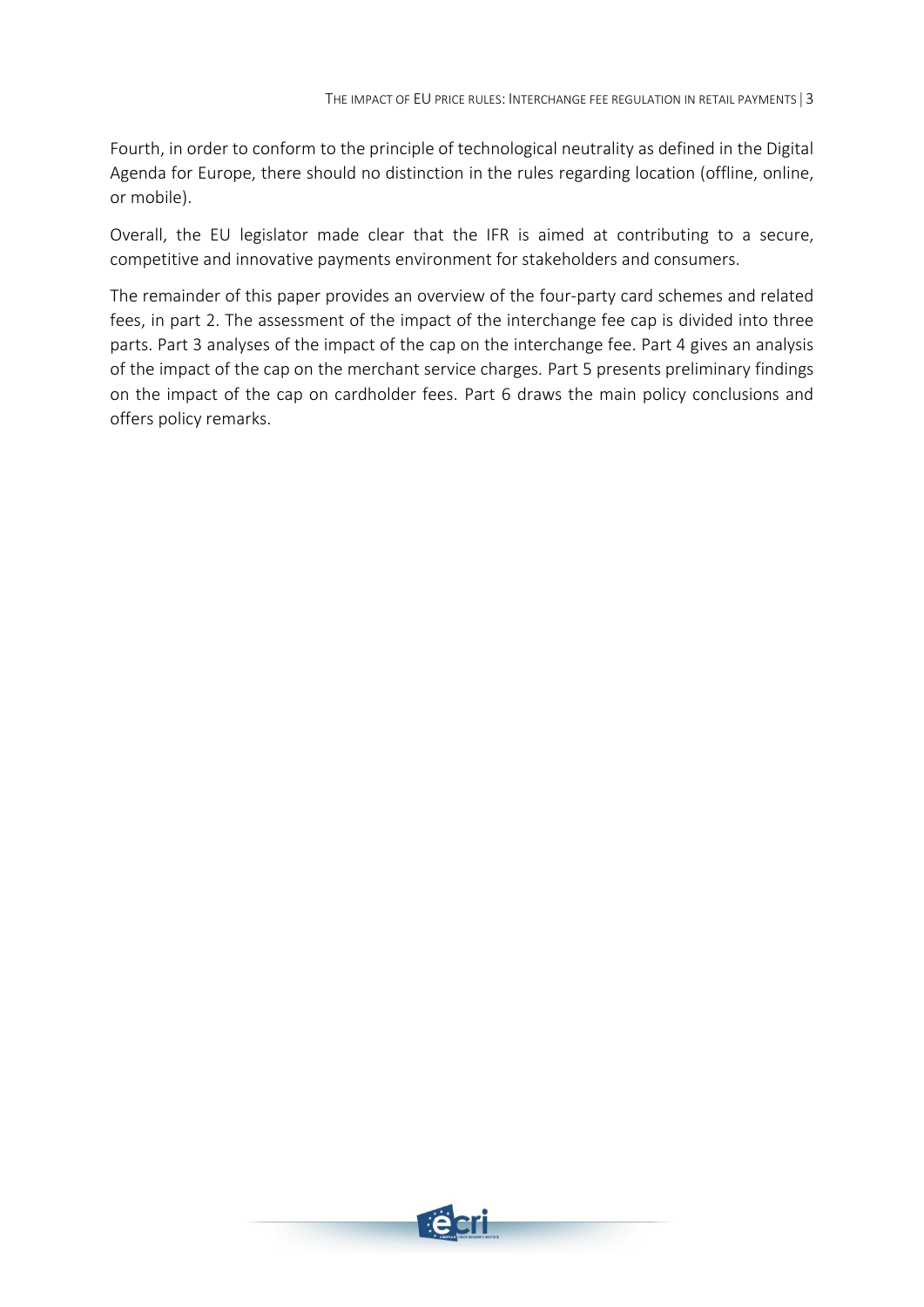Fourth, in order to conform to the principle of technological neutrality as defined in the Digital Agenda for Europe, there should no distinction in the rules regarding location (offline, online, or mobile).

Overall, the EU legislator made clear that the IFR is aimed at contributing to a secure, competitive and innovative payments environment for stakeholders and consumers.

The remainder of this paper provides an overview of the four-party card schemes and related fees, in part 2. The assessment of the impact of the interchange fee cap is divided into three parts. Part 3 analyses of the impact of the cap on the interchange fee. Part 4 gives an analysis of the impact of the cap on the merchant service charges. Part 5 presents preliminary findings on the impact of the cap on cardholder fees. Part 6 draws the main policy conclusions and offers policy remarks.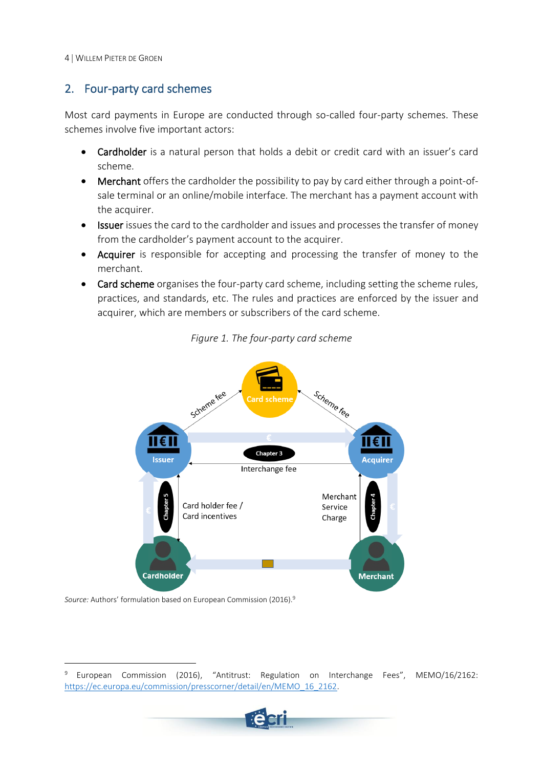## 2. Four-party card schemes

Most card payments in Europe are conducted through so-called four-party schemes. These schemes involve five important actors:

- Cardholder is a natural person that holds a debit or credit card with an issuer's card scheme.
- Merchant offers the cardholder the possibility to pay by card either through a point-of-sale terminal or an online/mobile interface. The merchant has a payment account with the acquirer.
- Issuer issues the card to the cardholder and issues and processes the transfer of money from the cardholder's payment account to the acquirer.
- Acquirer is responsible for accepting and processing the transfer of money to the merchant.
- Card scheme organises the four-party card scheme, including setting the scheme rules, practices, and standards, etc. The rules and practices are enforced by the issuer and acquirer, which are members or subscribers of the card scheme.

*Figure 1. The four-party card scheme*

*Source:* Authors' formulation based on European Commission (2016).[9]

[9] European Commission (2016), "Antitrust: Regulation on Interchange Fees", MEMO/16/2162: https://ec.europa.eu/commission/presscorner/detail/en/MEMO_16_2162.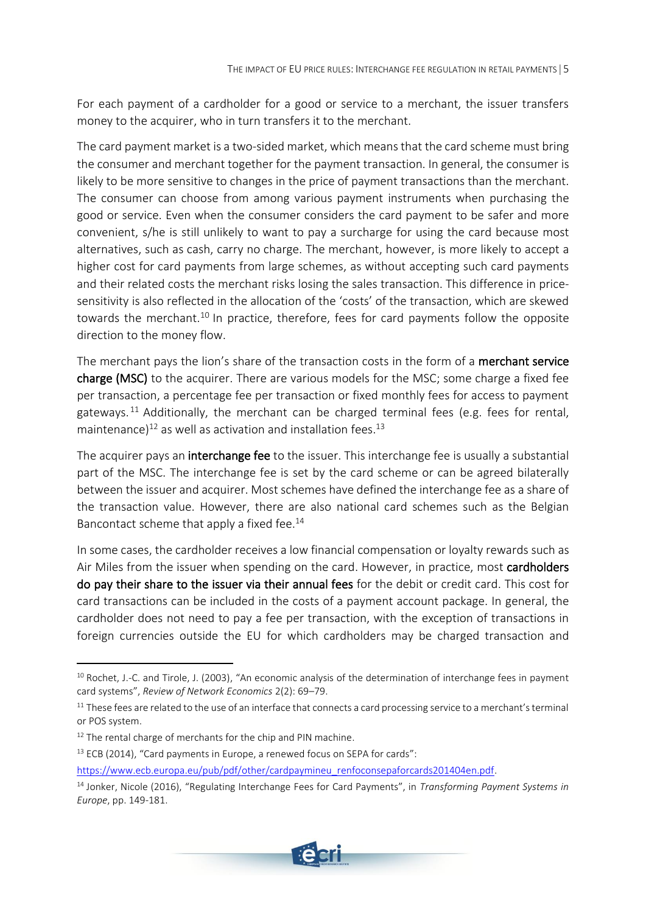For each payment of a cardholder for a good or service to a merchant, the issuer transfers money to the acquirer, who in turn transfers it to the merchant.

The card payment market is a two-sided market, which means that the card scheme must bring the consumer and merchant together for the payment transaction. In general, the consumer is likely to be more sensitive to changes in the price of payment transactions than the merchant. The consumer can choose from among various payment instruments when purchasing the good or service. Even when the consumer considers the card payment to be safer and more convenient, s/he is still unlikely to want to pay a surcharge for using the card because most alternatives, such as cash, carry no charge. The merchant, however, is more likely to accept a higher cost for card payments from large schemes, as without accepting such card payments and their related costs the merchant risks losing the sales transaction. This difference in price-sensitivity is also reflected in the allocation of the 'costs' of the transaction, which are skewed towards the merchant.[10] In practice, therefore, fees for card payments follow the opposite direction to the money flow.

The merchant pays the lion's share of the transaction costs in the form of a **merchant service charge (MSC)** to the acquirer. There are various models for the MSC; some charge a fixed fee per transaction, a percentage fee per transaction or fixed monthly fees for access to payment gateways.[11] Additionally, the merchant can be charged terminal fees (e.g. fees for rental, maintenance)[12] as well as activation and installation fees.[13]

The acquirer pays an **interchange fee** to the issuer. This interchange fee is usually a substantial part of the MSC. The interchange fee is set by the card scheme or can be agreed bilaterally between the issuer and acquirer. Most schemes have defined the interchange fee as a share of the transaction value. However, there are also national card schemes such as the Belgian Bancontact scheme that apply a fixed fee.[14]

In some cases, the cardholder receives a low financial compensation or loyalty rewards such as Air Miles from the issuer when spending on the card. However, in practice, most **cardholders do pay their share to the issuer via their annual fees** for the debit or credit card. This cost for card transactions can be included in the costs of a payment account package. In general, the cardholder does not need to pay a fee per transaction, with the exception of transactions in foreign currencies outside the EU for which cardholders may be charged transaction and

---

[10] Rochet, J.-C. and Tirole, J. (2003), "An economic analysis of the determination of interchange fees in payment card systems", *Review of Network Economics* 2(2): 69–79.

[11] These fees are related to the use of an interface that connects a card processing service to a merchant's terminal or POS system.

[12] The rental charge of merchants for the chip and PIN machine.

[13] ECB (2014), "Card payments in Europe, a renewed focus on SEPA for cards": https://www.ecb.europa.eu/pub/pdf/other/cardpaymineu_renfoconsepaforcards201404en.pdf.

[14] Jonker, Nicole (2016), "Regulating Interchange Fees for Card Payments", in *Transforming Payment Systems in Europe*, pp. 149-181.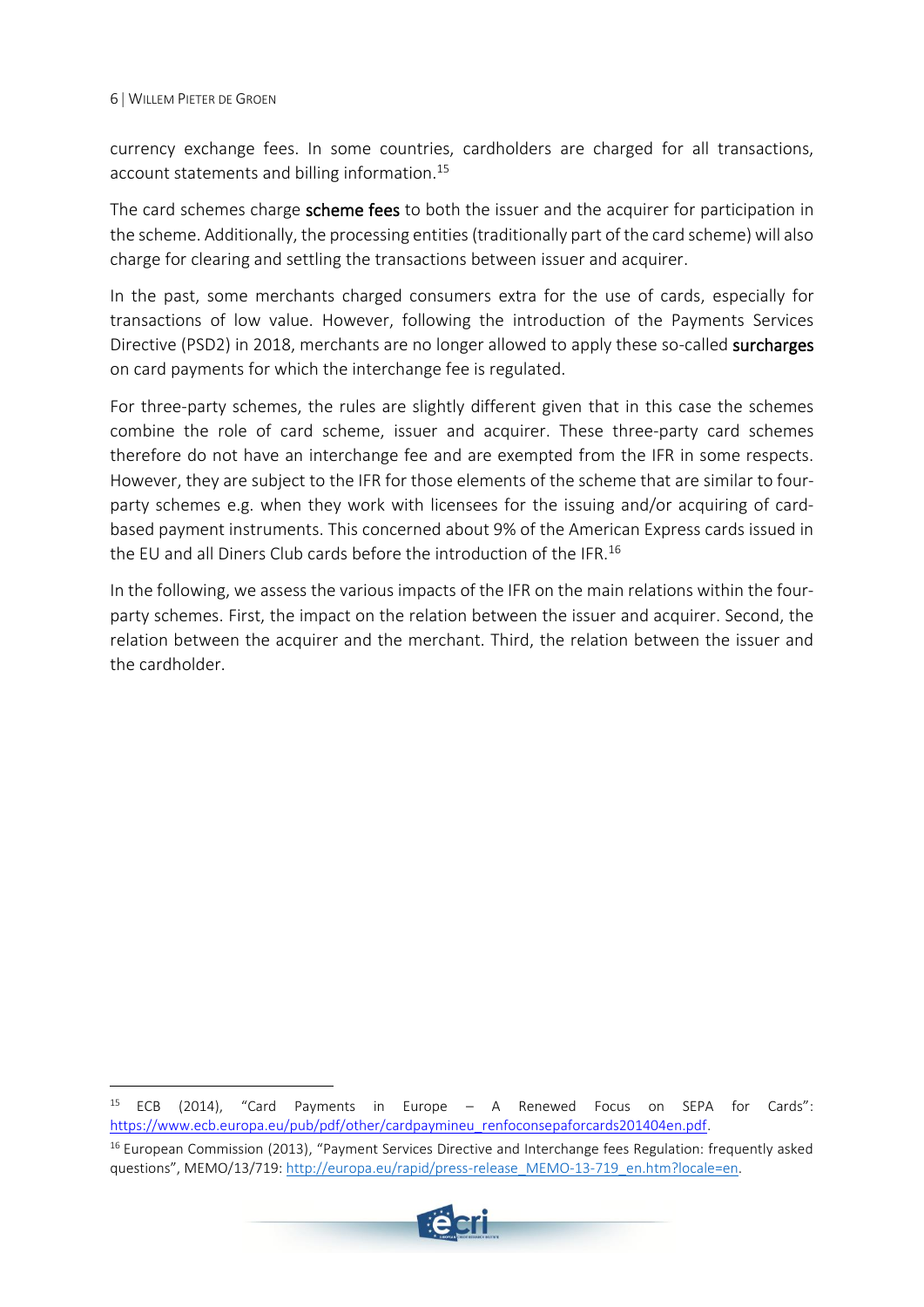currency exchange fees. In some countries, cardholders are charged for all transactions, account statements and billing information.[15]

The card schemes charge **scheme fees** to both the issuer and the acquirer for participation in the scheme. Additionally, the processing entities (traditionally part of the card scheme) will also charge for clearing and settling the transactions between issuer and acquirer.

In the past, some merchants charged consumers extra for the use of cards, especially for transactions of low value. However, following the introduction of the Payments Services Directive (PSD2) in 2018, merchants are no longer allowed to apply these so-called **surcharges** on card payments for which the interchange fee is regulated.

For three-party schemes, the rules are slightly different given that in this case the schemes combine the role of card scheme, issuer and acquirer. These three-party card schemes therefore do not have an interchange fee and are exempted from the IFR in some respects. However, they are subject to the IFR for those elements of the scheme that are similar to four-party schemes e.g. when they work with licensees for the issuing and/or acquiring of card-based payment instruments. This concerned about 9% of the American Express cards issued in the EU and all Diners Club cards before the introduction of the IFR.[16]

In the following, we assess the various impacts of the IFR on the main relations within the four-party schemes. First, the impact on the relation between the issuer and acquirer. Second, the relation between the acquirer and the merchant. Third, the relation between the issuer and the cardholder.

---

[15] ECB (2014), "Card Payments in Europe – A Renewed Focus on SEPA for Cards": https://www.ecb.europa.eu/pub/pdf/other/cardpaymineu_renfoconsepaforcards201404en.pdf.

[16] European Commission (2013), "Payment Services Directive and Interchange fees Regulation: frequently asked questions", MEMO/13/719: http://europa.eu/rapid/press-release_MEMO-13-719_en.htm?locale=en.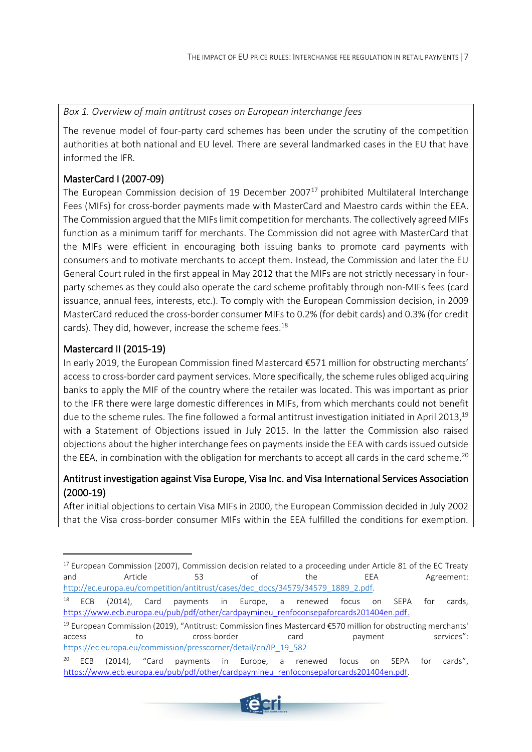*Box 1. Overview of main antitrust cases on European interchange fees*

The revenue model of four-party card schemes has been under the scrutiny of the competition authorities at both national and EU level. There are several landmarked cases in the EU that have informed the IFR.

### MasterCard I (2007-09)

The European Commission decision of 19 December 2007[17] prohibited Multilateral Interchange Fees (MIFs) for cross-border payments made with MasterCard and Maestro cards within the EEA. The Commission argued that the MIFs limit competition for merchants. The collectively agreed MIFs function as a minimum tariff for merchants. The Commission did not agree with MasterCard that the MIFs were efficient in encouraging both issuing banks to promote card payments with consumers and to motivate merchants to accept them. Instead, the Commission and later the EU General Court ruled in the first appeal in May 2012 that the MIFs are not strictly necessary in four-party schemes as they could also operate the card scheme profitably through non-MIFs fees (card issuance, annual fees, interests, etc.). To comply with the European Commission decision, in 2009 MasterCard reduced the cross-border consumer MIFs to 0.2% (for debit cards) and 0.3% (for credit cards). They did, however, increase the scheme fees.[18]

### Mastercard II (2015-19)

In early 2019, the European Commission fined Mastercard €571 million for obstructing merchants' access to cross-border card payment services. More specifically, the scheme rules obliged acquiring banks to apply the MIF of the country where the retailer was located. This was important as prior to the IFR there were large domestic differences in MIFs, from which merchants could not benefit due to the scheme rules. The fine followed a formal antitrust investigation initiated in April 2013,[19] with a Statement of Objections issued in July 2015. In the latter the Commission also raised objections about the higher interchange fees on payments inside the EEA with cards issued outside the EEA, in combination with the obligation for merchants to accept all cards in the card scheme.[20]

### Antitrust investigation against Visa Europe, Visa Inc. and Visa International Services Association (2000-19)

After initial objections to certain Visa MIFs in 2000, the European Commission decided in July 2002 that the Visa cross-border consumer MIFs within the EEA fulfilled the conditions for exemption.

---

[17] European Commission (2007), Commission decision related to a proceeding under Article 81 of the EC Treaty and Article 53 of the EEA Agreement: http://ec.europa.eu/competition/antitrust/cases/dec_docs/34579/34579_1889_2.pdf.

[18] ECB (2014), Card payments in Europe, a renewed focus on SEPA for cards, https://www.ecb.europa.eu/pub/pdf/other/cardpaymineu_renfoconsepaforcards201404en.pdf.

[19] European Commission (2019), "Antitrust: Commission fines Mastercard €570 million for obstructing merchants' access to cross-border card payment services": https://ec.europa.eu/commission/presscorner/detail/en/IP_19_582

[20] ECB (2014), "Card payments in Europe, a renewed focus on SEPA for cards", https://www.ecb.europa.eu/pub/pdf/other/cardpaymineu_renfoconsepaforcards201404en.pdf.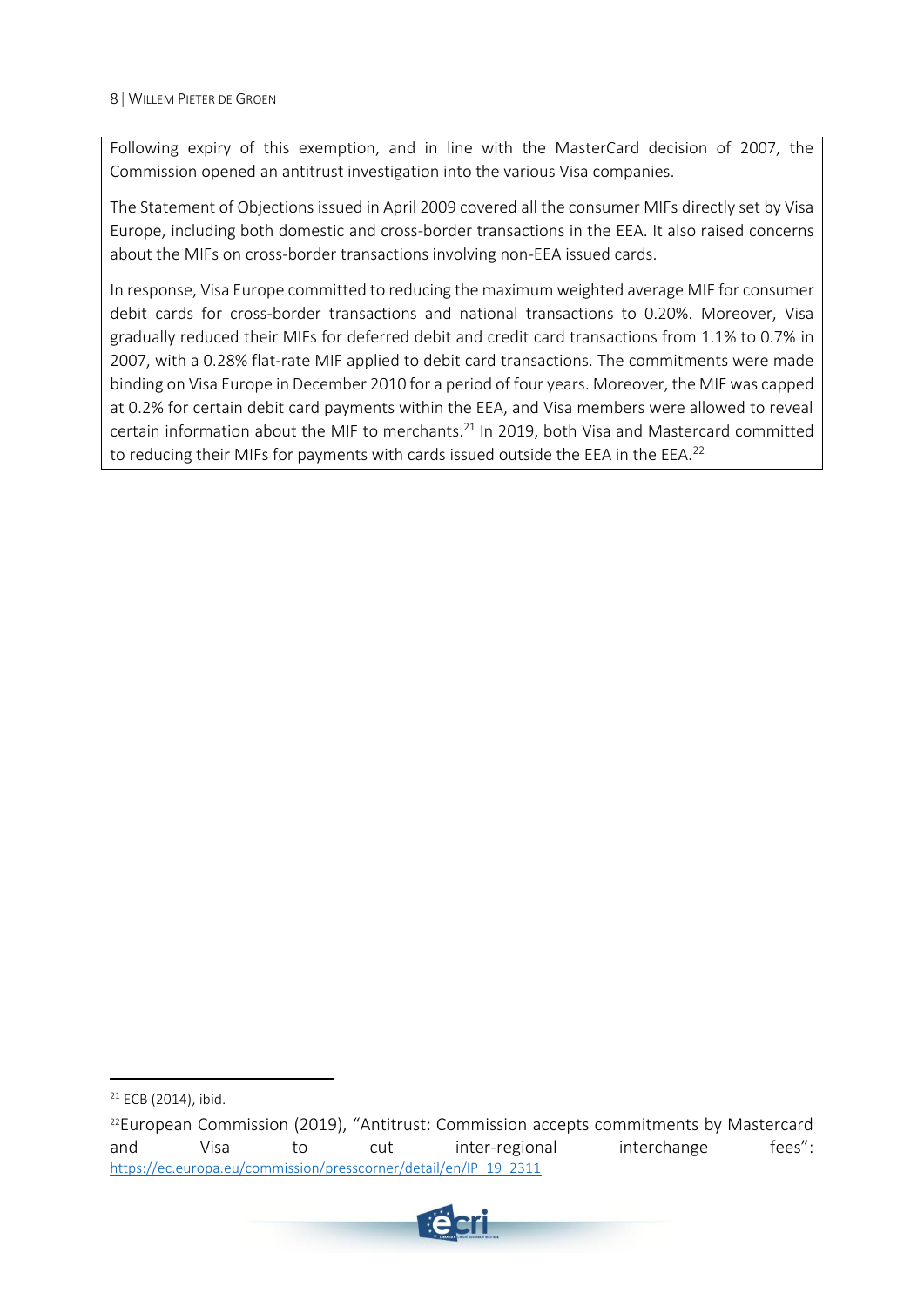Following expiry of this exemption, and in line with the MasterCard decision of 2007, the Commission opened an antitrust investigation into the various Visa companies.

The Statement of Objections issued in April 2009 covered all the consumer MIFs directly set by Visa Europe, including both domestic and cross-border transactions in the EEA. It also raised concerns about the MIFs on cross-border transactions involving non-EEA issued cards.

In response, Visa Europe committed to reducing the maximum weighted average MIF for consumer debit cards for cross-border transactions and national transactions to 0.20%. Moreover, Visa gradually reduced their MIFs for deferred debit and credit card transactions from 1.1% to 0.7% in 2007, with a 0.28% flat-rate MIF applied to debit card transactions. The commitments were made binding on Visa Europe in December 2010 for a period of four years. Moreover, the MIF was capped at 0.2% for certain debit card payments within the EEA, and Visa members were allowed to reveal certain information about the MIF to merchants.[21] In 2019, both Visa and Mastercard committed to reducing their MIFs for payments with cards issued outside the EEA in the EEA.[22]

---

[21] ECB (2014), ibid.

[22] European Commission (2019), "Antitrust: Commission accepts commitments by Mastercard and Visa to cut inter-regional interchange fees": https://ec.europa.eu/commission/presscorner/detail/en/IP_19_2311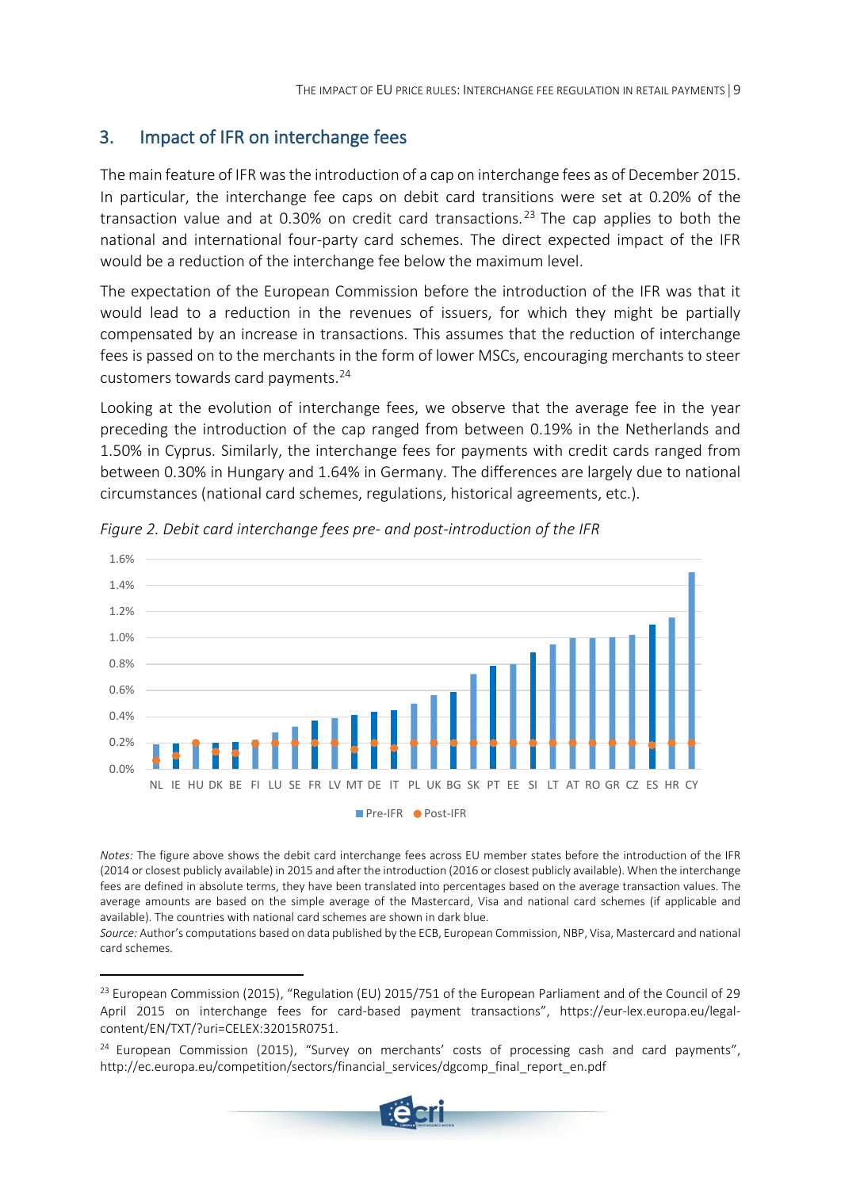## 3. Impact of IFR on interchange fees

The main feature of IFR was the introduction of a cap on interchange fees as of December 2015. In particular, the interchange fee caps on debit card transitions were set at 0.20% of the transaction value and at 0.30% on credit card transactions.[23] The cap applies to both the national and international four-party card schemes. The direct expected impact of the IFR would be a reduction of the interchange fee below the maximum level.

The expectation of the European Commission before the introduction of the IFR was that it would lead to a reduction in the revenues of issuers, for which they might be partially compensated by an increase in transactions. This assumes that the reduction of interchange fees is passed on to the merchants in the form of lower MSCs, encouraging merchants to steer customers towards card payments.[24]

Looking at the evolution of interchange fees, we observe that the average fee in the year preceding the introduction of the cap ranged from between 0.19% in the Netherlands and 1.50% in Cyprus. Similarly, the interchange fees for payments with credit cards ranged from between 0.30% in Hungary and 1.64% in Germany. The differences are largely due to national circumstances (national card schemes, regulations, historical agreements, etc.).

*Figure 2. Debit card interchange fees pre- and post-introduction of the IFR*

*Notes:* The figure above shows the debit card interchange fees across EU member states before the introduction of the IFR (2014 or closest publicly available) in 2015 and after the introduction (2016 or closest publicly available). When the interchange fees are defined in absolute terms, they have been translated into percentages based on the average transaction values. The average amounts are based on the simple average of the Mastercard, Visa and national card schemes (if applicable and available). The countries with national card schemes are shown in dark blue.

*Source:* Author's computations based on data published by the ECB, European Commission, NBP, Visa, Mastercard and national card schemes.

[23] European Commission (2015), "Regulation (EU) 2015/751 of the European Parliament and of the Council of 29 April 2015 on interchange fees for card-based payment transactions", https://eur-lex.europa.eu/legal-content/EN/TXT/?uri=CELEX:32015R0751.

[24] European Commission (2015), "Survey on merchants' costs of processing cash and card payments", http://ec.europa.eu/competition/sectors/financial_services/dgcomp_final_report_en.pdf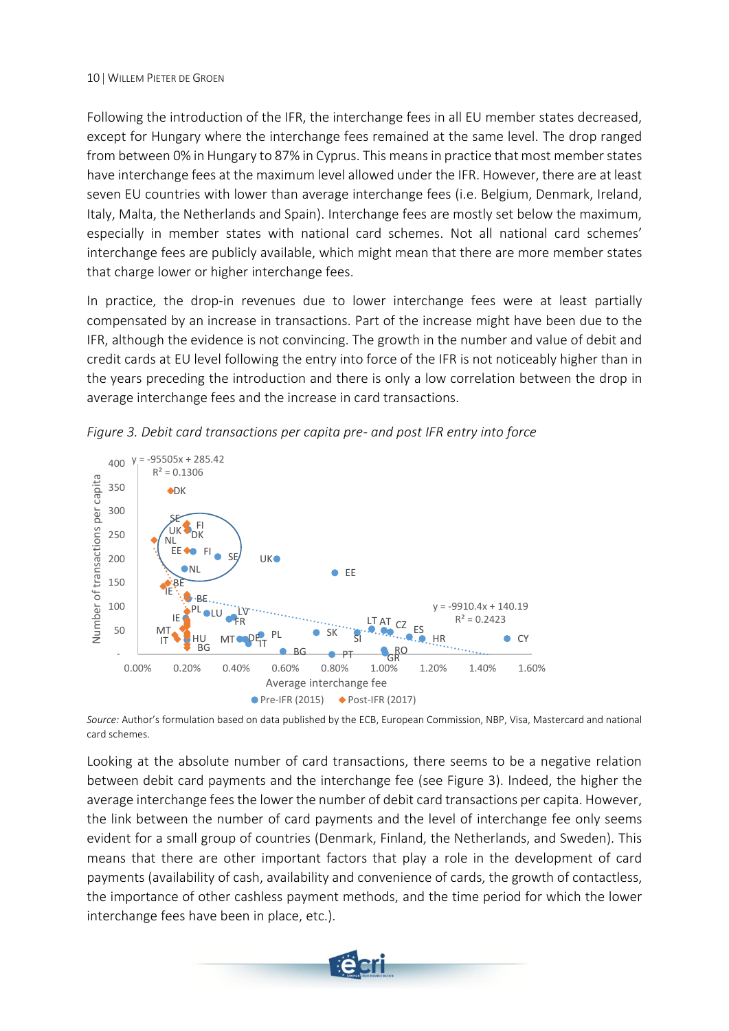Following the introduction of the IFR, the interchange fees in all EU member states decreased, except for Hungary where the interchange fees remained at the same level. The drop ranged from between 0% in Hungary to 87% in Cyprus. This means in practice that most member states have interchange fees at the maximum level allowed under the IFR. However, there are at least seven EU countries with lower than average interchange fees (i.e. Belgium, Denmark, Ireland, Italy, Malta, the Netherlands and Spain). Interchange fees are mostly set below the maximum, especially in member states with national card schemes. Not all national card schemes' interchange fees are publicly available, which might mean that there are more member states that charge lower or higher interchange fees.

In practice, the drop-in revenues due to lower interchange fees were at least partially compensated by an increase in transactions. Part of the increase might have been due to the IFR, although the evidence is not convincing. The growth in the number and value of debit and credit cards at EU level following the entry into force of the IFR is not noticeably higher than in the years preceding the introduction and there is only a low correlation between the drop in average interchange fees and the increase in card transactions.

*Figure 3. Debit card transactions per capita pre- and post IFR entry into force*

*Source:* Author's formulation based on data published by the ECB, European Commission, NBP, Visa, Mastercard and national card schemes.

Looking at the absolute number of card transactions, there seems to be a negative relation between debit card payments and the interchange fee (see Figure 3). Indeed, the higher the average interchange fees the lower the number of debit card transactions per capita. However, the link between the number of card payments and the level of interchange fee only seems evident for a small group of countries (Denmark, Finland, the Netherlands, and Sweden). This means that there are other important factors that play a role in the development of card payments (availability of cash, availability and convenience of cards, the growth of contactless, the importance of other cashless payment methods, and the time period for which the lower interchange fees have been in place, etc.).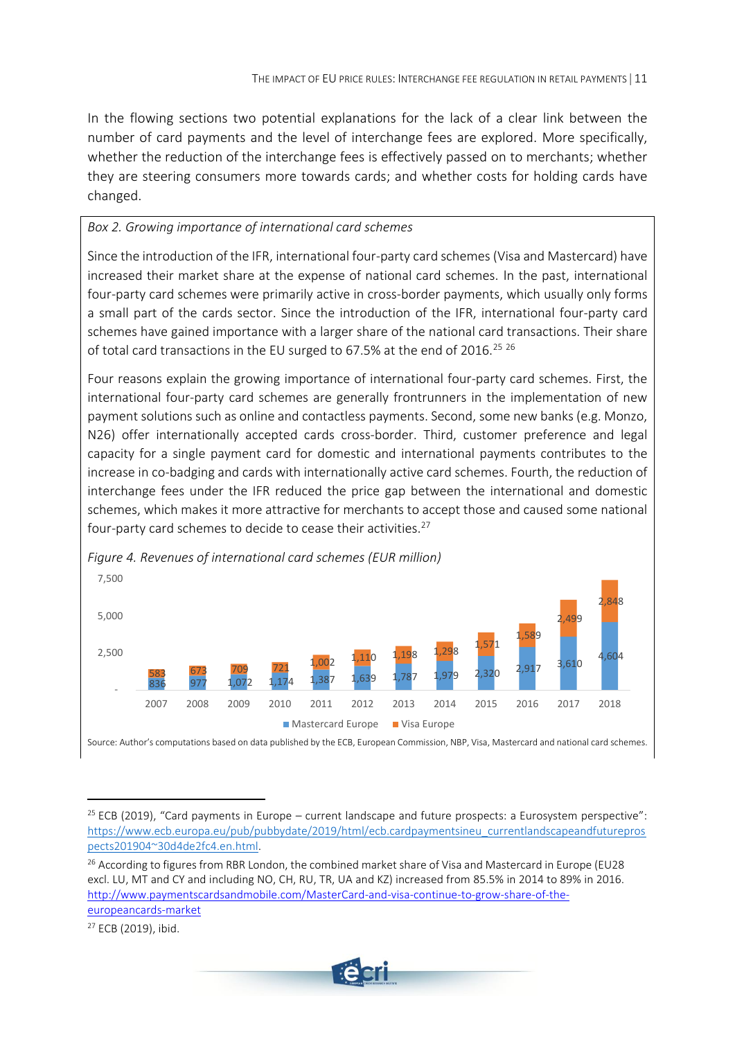In the flowing sections two potential explanations for the lack of a clear link between the number of card payments and the level of interchange fees are explored. More specifically, whether the reduction of the interchange fees is effectively passed on to merchants; whether they are steering consumers more towards cards; and whether costs for holding cards have changed.

*Box 2. Growing importance of international card schemes*

Since the introduction of the IFR, international four-party card schemes (Visa and Mastercard) have increased their market share at the expense of national card schemes. In the past, international four-party card schemes were primarily active in cross-border payments, which usually only forms a small part of the cards sector. Since the introduction of the IFR, international four-party card schemes have gained importance with a larger share of the national card transactions. Their share of total card transactions in the EU surged to 67.5% at the end of 2016.[25] [26]

Four reasons explain the growing importance of international four-party card schemes. First, the international four-party card schemes are generally frontrunners in the implementation of new payment solutions such as online and contactless payments. Second, some new banks (e.g. Monzo, N26) offer internationally accepted cards cross-border. Third, customer preference and legal capacity for a single payment card for domestic and international payments contributes to the increase in co-badging and cards with internationally active card schemes. Fourth, the reduction of interchange fees under the IFR reduced the price gap between the international and domestic schemes, which makes it more attractive for merchants to accept those and caused some national four-party card schemes to decide to cease their activities.[27]

*Figure 4. Revenues of international card schemes (EUR million)*

| Year | Mastercard Europe | Visa Europe |
|---|---|---|
| 2007 | 836 | 583 |
| 2008 | 977 | 673 |
| 2009 | 1,072 | 709 |
| 2010 | 1,174 | 721 |
| 2011 | 1,387 | 1,002 |
| 2012 | 1,639 | 1,110 |
| 2013 | 1,787 | 1,198 |
| 2014 | 1,979 | 1,298 |
| 2015 | 2,320 | 1,571 |
| 2016 | 2,917 | 1,589 |
| 2017 | 3,610 | 2,499 |
| 2018 | 4,604 | 2,848 |

Source: Author's computations based on data published by the ECB, European Commission, NBP, Visa, Mastercard and national card schemes.

---

[25] ECB (2019), "Card payments in Europe – current landscape and future prospects: a Eurosystem perspective": https://www.ecb.europa.eu/pub/pubbydate/2019/html/ecb.cardpaymentsineu_currentlandscapeandfutureprospects201904~30d4de2fc4.en.html.

[26] According to figures from RBR London, the combined market share of Visa and Mastercard in Europe (EU28 excl. LU, MT and CY and including NO, CH, RU, TR, UA and KZ) increased from 85.5% in 2014 to 89% in 2016. http://www.paymentscardsandmobile.com/MasterCard-and-visa-continue-to-grow-share-of-the-europeancards-market

[27] ECB (2019), ibid.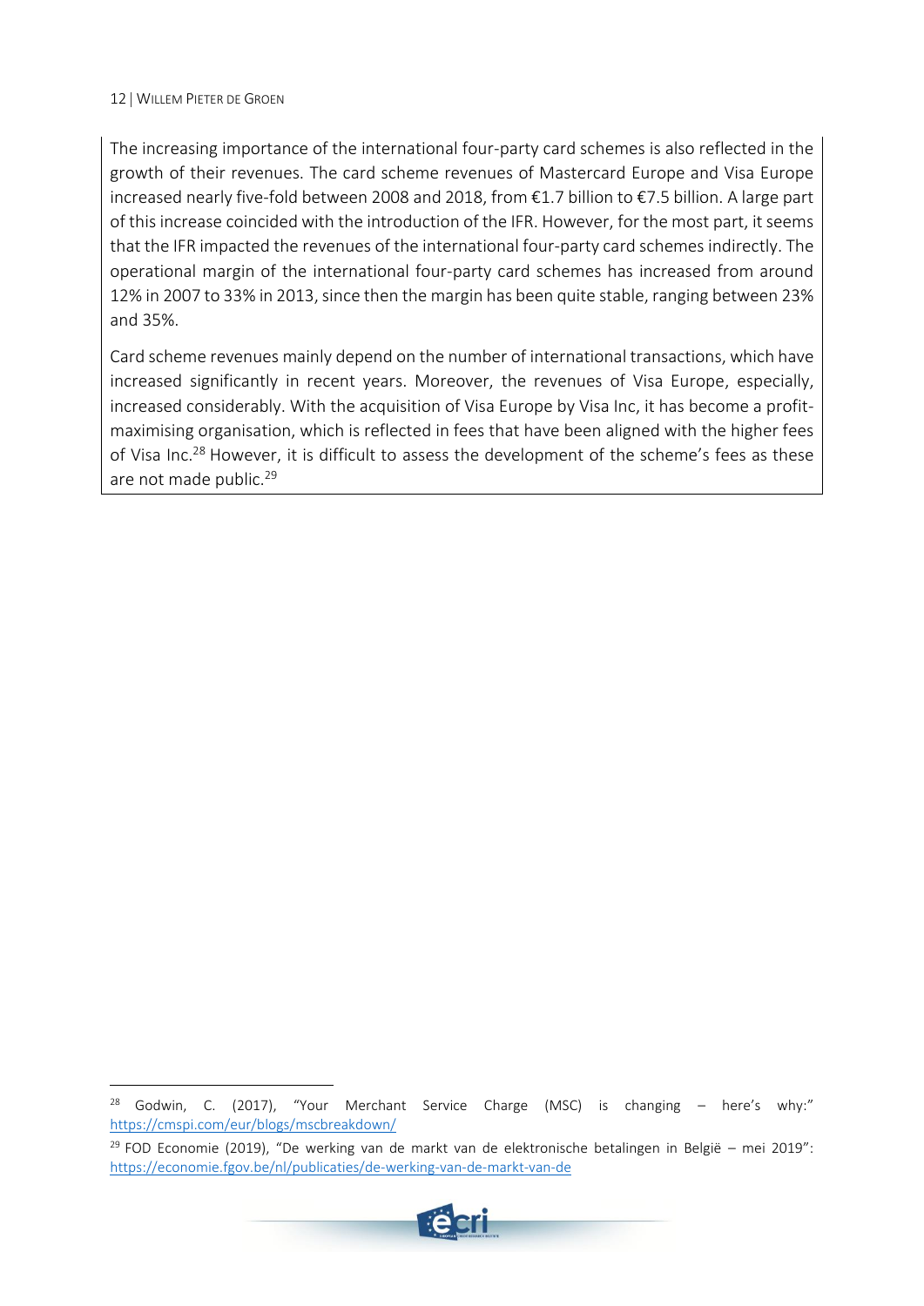The increasing importance of the international four-party card schemes is also reflected in the growth of their revenues. The card scheme revenues of Mastercard Europe and Visa Europe increased nearly five-fold between 2008 and 2018, from €1.7 billion to €7.5 billion. A large part of this increase coincided with the introduction of the IFR. However, for the most part, it seems that the IFR impacted the revenues of the international four-party card schemes indirectly. The operational margin of the international four-party card schemes has increased from around 12% in 2007 to 33% in 2013, since then the margin has been quite stable, ranging between 23% and 35%.

Card scheme revenues mainly depend on the number of international transactions, which have increased significantly in recent years. Moreover, the revenues of Visa Europe, especially, increased considerably. With the acquisition of Visa Europe by Visa Inc, it has become a profit-maximising organisation, which is reflected in fees that have been aligned with the higher fees of Visa Inc.[28] However, it is difficult to assess the development of the scheme's fees as these are not made public.[29]

---

[28] Godwin, C. (2017), "Your Merchant Service Charge (MSC) is changing – here's why:" https://cmspi.com/eur/blogs/mscbreakdown/

[29] FOD Economie (2019), "De werking van de markt van de elektronische betalingen in België – mei 2019": https://economie.fgov.be/nl/publicaties/de-werking-van-de-markt-van-de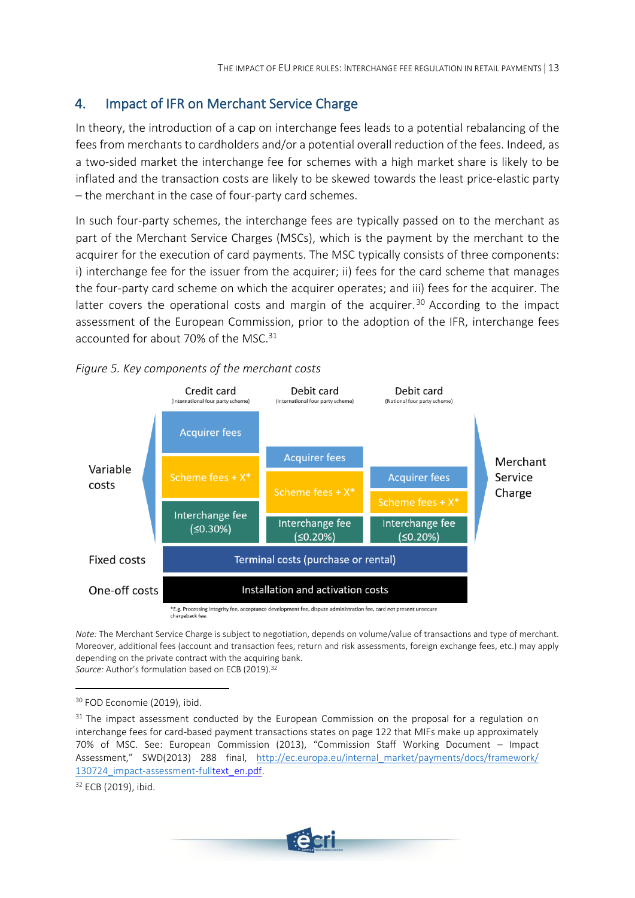## 4. Impact of IFR on Merchant Service Charge

In theory, the introduction of a cap on interchange fees leads to a potential rebalancing of the fees from merchants to cardholders and/or a potential overall reduction of the fees. Indeed, as a two-sided market the interchange fee for schemes with a high market share is likely to be inflated and the transaction costs are likely to be skewed towards the least price-elastic party – the merchant in the case of four-party card schemes.

In such four-party schemes, the interchange fees are typically passed on to the merchant as part of the Merchant Service Charges (MSCs), which is the payment by the merchant to the acquirer for the execution of card payments. The MSC typically consists of three components: i) interchange fee for the issuer from the acquirer; ii) fees for the card scheme that manages the four-party card scheme on which the acquirer operates; and iii) fees for the acquirer. The latter covers the operational costs and margin of the acquirer.[30] According to the impact assessment of the European Commission, prior to the adoption of the IFR, interchange fees accounted for about 70% of the MSC.[31]

*Figure 5. Key components of the merchant costs*

| | Credit card (International four party scheme) | Debit card (International four party scheme) | Debit card (National four party scheme) | |
|---|---|---|---|---|
| Variable costs | Acquirer fees | Acquirer fees | Acquirer fees | Merchant Service Charge |
| | Scheme fees + X* | Scheme fees + X* | Scheme fees + X* | |
| | Interchange fee (≤0.30%) | Interchange fee (≤0.20%) | Interchange fee (≤0.20%) | |
| Fixed costs | Terminal costs (purchase or rental) | | | |
| One-off costs | Installation and activation costs | | | |

*E.g. Processing integrity fee, acceptance development fee, dispute administration fee, card not present unsecure chargeback fee.

*Note:* The Merchant Service Charge is subject to negotiation, depends on volume/value of transactions and type of merchant. Moreover, additional fees (account and transaction fees, return and risk assessments, foreign exchange fees, etc.) may apply depending on the private contract with the acquiring bank.
*Source:* Author's formulation based on ECB (2019).[32]

---

[30] FOD Economie (2019), ibid.

[31] The impact assessment conducted by the European Commission on the proposal for a regulation on interchange fees for card-based payment transactions states on page 122 that MIFs make up approximately 70% of MSC. See: European Commission (2013), "Commission Staff Working Document – Impact Assessment," SWD(2013) 288 final, http://ec.europa.eu/internal_market/payments/docs/framework/130724_impact-assessment-fulltext_en.pdf.

[32] ECB (2019), ibid.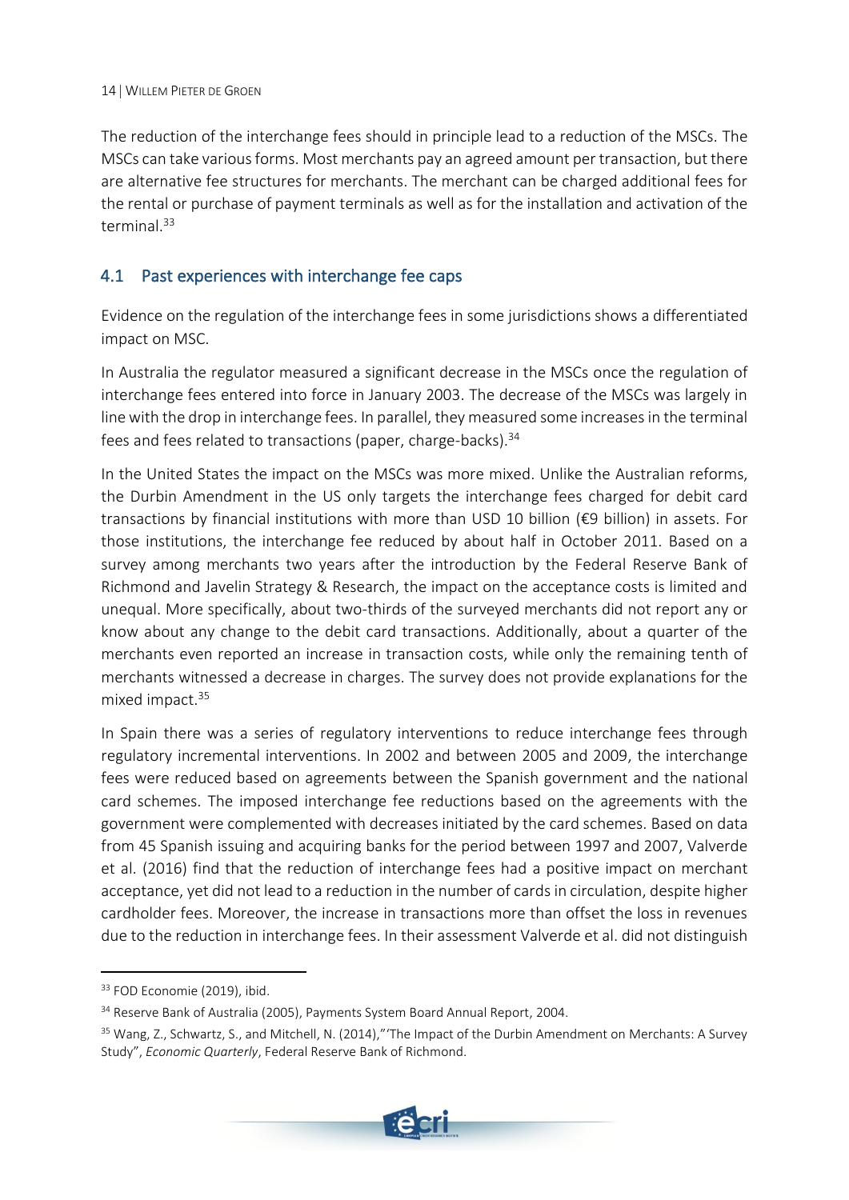The reduction of the interchange fees should in principle lead to a reduction of the MSCs. The MSCs can take various forms. Most merchants pay an agreed amount per transaction, but there are alternative fee structures for merchants. The merchant can be charged additional fees for the rental or purchase of payment terminals as well as for the installation and activation of the terminal.[33]

## 4.1 Past experiences with interchange fee caps

Evidence on the regulation of the interchange fees in some jurisdictions shows a differentiated impact on MSC.

In Australia the regulator measured a significant decrease in the MSCs once the regulation of interchange fees entered into force in January 2003. The decrease of the MSCs was largely in line with the drop in interchange fees. In parallel, they measured some increases in the terminal fees and fees related to transactions (paper, charge-backs).[34]

In the United States the impact on the MSCs was more mixed. Unlike the Australian reforms, the Durbin Amendment in the US only targets the interchange fees charged for debit card transactions by financial institutions with more than USD 10 billion (€9 billion) in assets. For those institutions, the interchange fee reduced by about half in October 2011. Based on a survey among merchants two years after the introduction by the Federal Reserve Bank of Richmond and Javelin Strategy & Research, the impact on the acceptance costs is limited and unequal. More specifically, about two-thirds of the surveyed merchants did not report any or know about any change to the debit card transactions. Additionally, about a quarter of the merchants even reported an increase in transaction costs, while only the remaining tenth of merchants witnessed a decrease in charges. The survey does not provide explanations for the mixed impact.[35]

In Spain there was a series of regulatory interventions to reduce interchange fees through regulatory incremental interventions. In 2002 and between 2005 and 2009, the interchange fees were reduced based on agreements between the Spanish government and the national card schemes. The imposed interchange fee reductions based on the agreements with the government were complemented with decreases initiated by the card schemes. Based on data from 45 Spanish issuing and acquiring banks for the period between 1997 and 2007, Valverde et al. (2016) find that the reduction of interchange fees had a positive impact on merchant acceptance, yet did not lead to a reduction in the number of cards in circulation, despite higher cardholder fees. Moreover, the increase in transactions more than offset the loss in revenues due to the reduction in interchange fees. In their assessment Valverde et al. did not distinguish

---

[33] FOD Economie (2019), ibid.

[34] Reserve Bank of Australia (2005), Payments System Board Annual Report, 2004.

[35] Wang, Z., Schwartz, S., and Mitchell, N. (2014),"'The Impact of the Durbin Amendment on Merchants: A Survey Study", *Economic Quarterly*, Federal Reserve Bank of Richmond.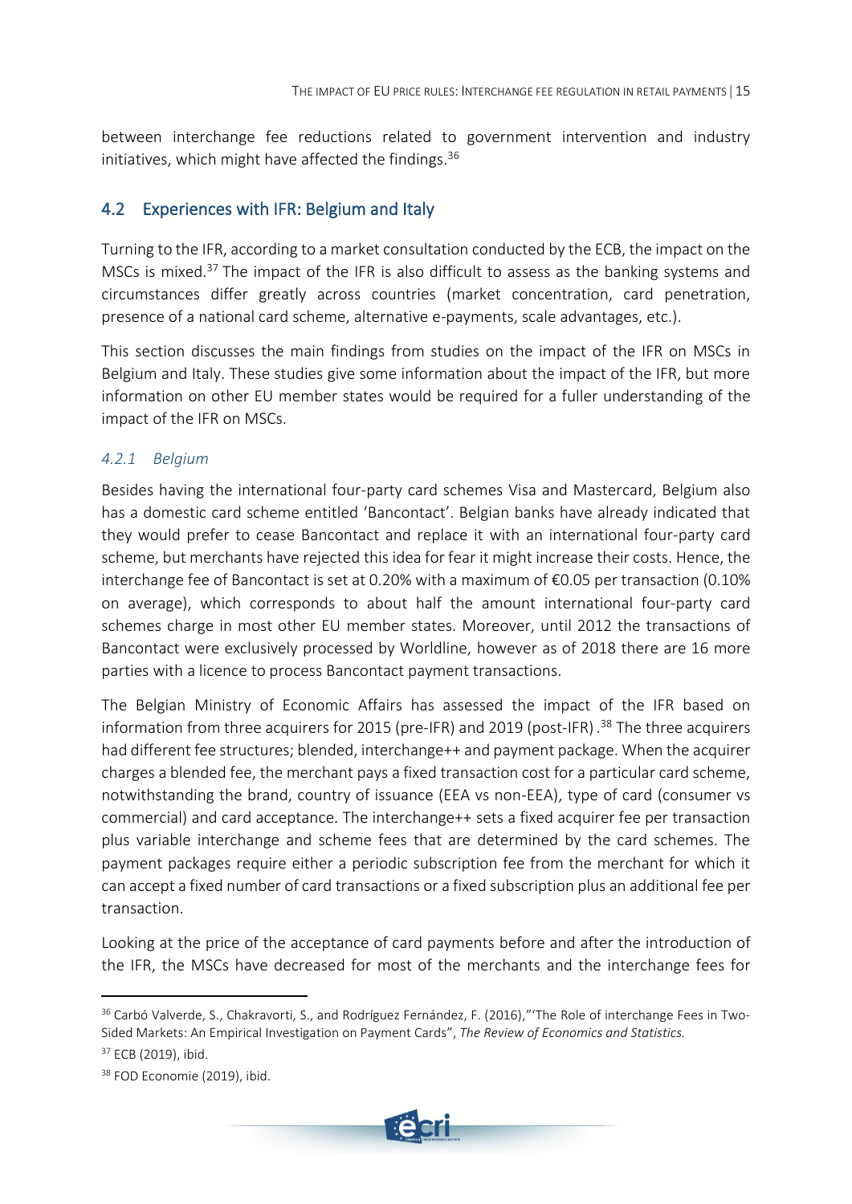between interchange fee reductions related to government intervention and industry initiatives, which might have affected the findings.[36]

## 4.2 Experiences with IFR: Belgium and Italy

Turning to the IFR, according to a market consultation conducted by the ECB, the impact on the MSCs is mixed.[37] The impact of the IFR is also difficult to assess as the banking systems and circumstances differ greatly across countries (market concentration, card penetration, presence of a national card scheme, alternative e-payments, scale advantages, etc.).

This section discusses the main findings from studies on the impact of the IFR on MSCs in Belgium and Italy. These studies give some information about the impact of the IFR, but more information on other EU member states would be required for a fuller understanding of the impact of the IFR on MSCs.

### *4.2.1 Belgium*

Besides having the international four-party card schemes Visa and Mastercard, Belgium also has a domestic card scheme entitled 'Bancontact'. Belgian banks have already indicated that they would prefer to cease Bancontact and replace it with an international four-party card scheme, but merchants have rejected this idea for fear it might increase their costs. Hence, the interchange fee of Bancontact is set at 0.20% with a maximum of €0.05 per transaction (0.10% on average), which corresponds to about half the amount international four-party card schemes charge in most other EU member states. Moreover, until 2012 the transactions of Bancontact were exclusively processed by Worldline, however as of 2018 there are 16 more parties with a licence to process Bancontact payment transactions.

The Belgian Ministry of Economic Affairs has assessed the impact of the IFR based on information from three acquirers for 2015 (pre-IFR) and 2019 (post-IFR).[38] The three acquirers had different fee structures; blended, interchange++ and payment package. When the acquirer charges a blended fee, the merchant pays a fixed transaction cost for a particular card scheme, notwithstanding the brand, country of issuance (EEA vs non-EEA), type of card (consumer vs commercial) and card acceptance. The interchange++ sets a fixed acquirer fee per transaction plus variable interchange and scheme fees that are determined by the card schemes. The payment packages require either a periodic subscription fee from the merchant for which it can accept a fixed number of card transactions or a fixed subscription plus an additional fee per transaction.

Looking at the price of the acceptance of card payments before and after the introduction of the IFR, the MSCs have decreased for most of the merchants and the interchange fees for

---

[36] Carbó Valverde, S., Chakravorti, S., and Rodríguez Fernández, F. (2016),"'The Role of interchange Fees in Two-Sided Markets: An Empirical Investigation on Payment Cards", *The Review of Economics and Statistics.*

[37] ECB (2019), ibid.

[38] FOD Economie (2019), ibid.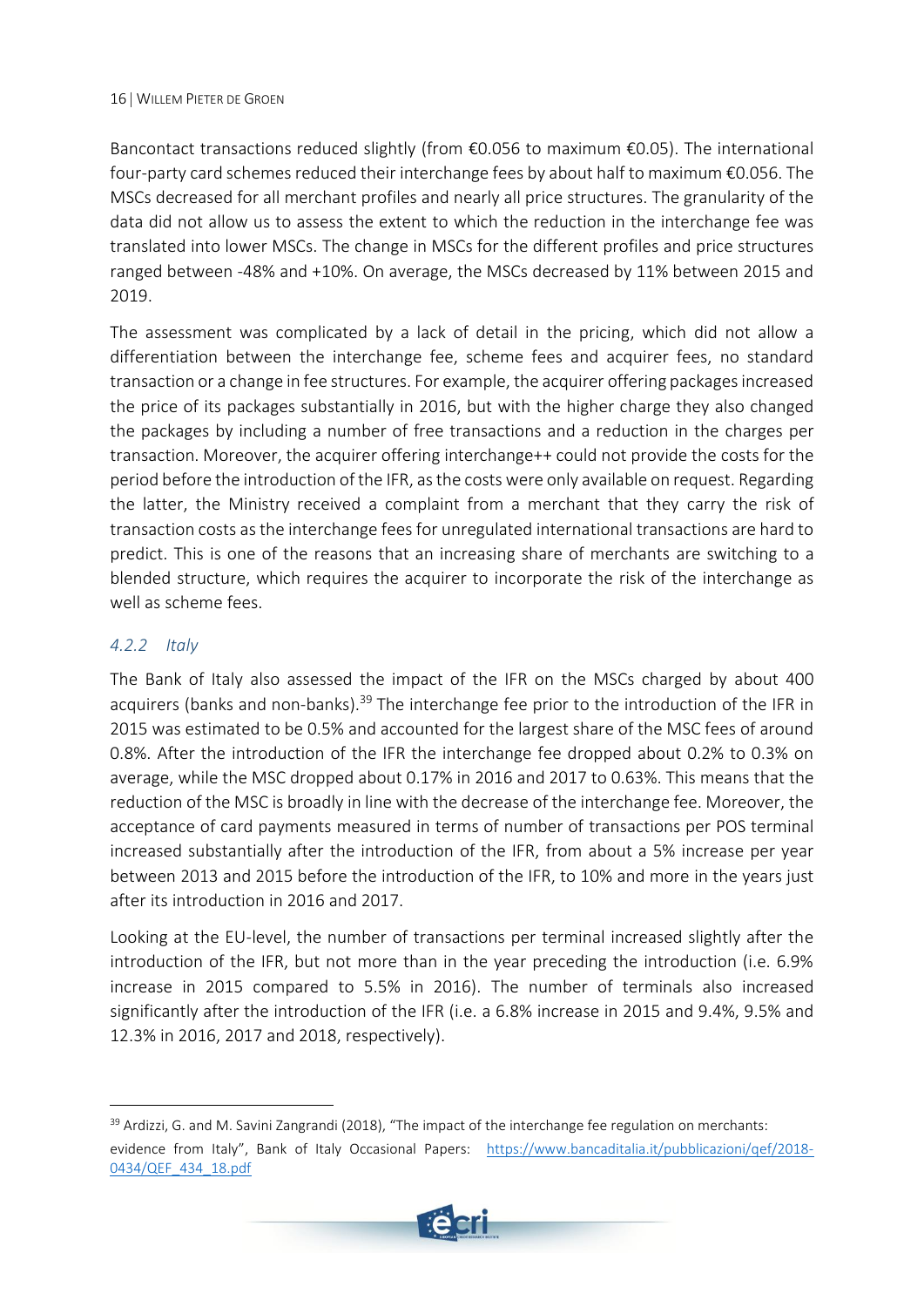Bancontact transactions reduced slightly (from €0.056 to maximum €0.05). The international four-party card schemes reduced their interchange fees by about half to maximum €0.056. The MSCs decreased for all merchant profiles and nearly all price structures. The granularity of the data did not allow us to assess the extent to which the reduction in the interchange fee was translated into lower MSCs. The change in MSCs for the different profiles and price structures ranged between -48% and +10%. On average, the MSCs decreased by 11% between 2015 and 2019.

The assessment was complicated by a lack of detail in the pricing, which did not allow a differentiation between the interchange fee, scheme fees and acquirer fees, no standard transaction or a change in fee structures. For example, the acquirer offering packages increased the price of its packages substantially in 2016, but with the higher charge they also changed the packages by including a number of free transactions and a reduction in the charges per transaction. Moreover, the acquirer offering interchange++ could not provide the costs for the period before the introduction of the IFR, as the costs were only available on request. Regarding the latter, the Ministry received a complaint from a merchant that they carry the risk of transaction costs as the interchange fees for unregulated international transactions are hard to predict. This is one of the reasons that an increasing share of merchants are switching to a blended structure, which requires the acquirer to incorporate the risk of the interchange as well as scheme fees.

### *4.2.2 Italy*

The Bank of Italy also assessed the impact of the IFR on the MSCs charged by about 400 acquirers (banks and non-banks).[39] The interchange fee prior to the introduction of the IFR in 2015 was estimated to be 0.5% and accounted for the largest share of the MSC fees of around 0.8%. After the introduction of the IFR the interchange fee dropped about 0.2% to 0.3% on average, while the MSC dropped about 0.17% in 2016 and 2017 to 0.63%. This means that the reduction of the MSC is broadly in line with the decrease of the interchange fee. Moreover, the acceptance of card payments measured in terms of number of transactions per POS terminal increased substantially after the introduction of the IFR, from about a 5% increase per year between 2013 and 2015 before the introduction of the IFR, to 10% and more in the years just after its introduction in 2016 and 2017.

Looking at the EU-level, the number of transactions per terminal increased slightly after the introduction of the IFR, but not more than in the year preceding the introduction (i.e. 6.9% increase in 2015 compared to 5.5% in 2016). The number of terminals also increased significantly after the introduction of the IFR (i.e. a 6.8% increase in 2015 and 9.4%, 9.5% and 12.3% in 2016, 2017 and 2018, respectively).

---

[39] Ardizzi, G. and M. Savini Zangrandi (2018), "The impact of the interchange fee regulation on merchants: evidence from Italy", Bank of Italy Occasional Papers: https://www.bancaditalia.it/pubblicazioni/qef/2018-0434/QEF_434_18.pdf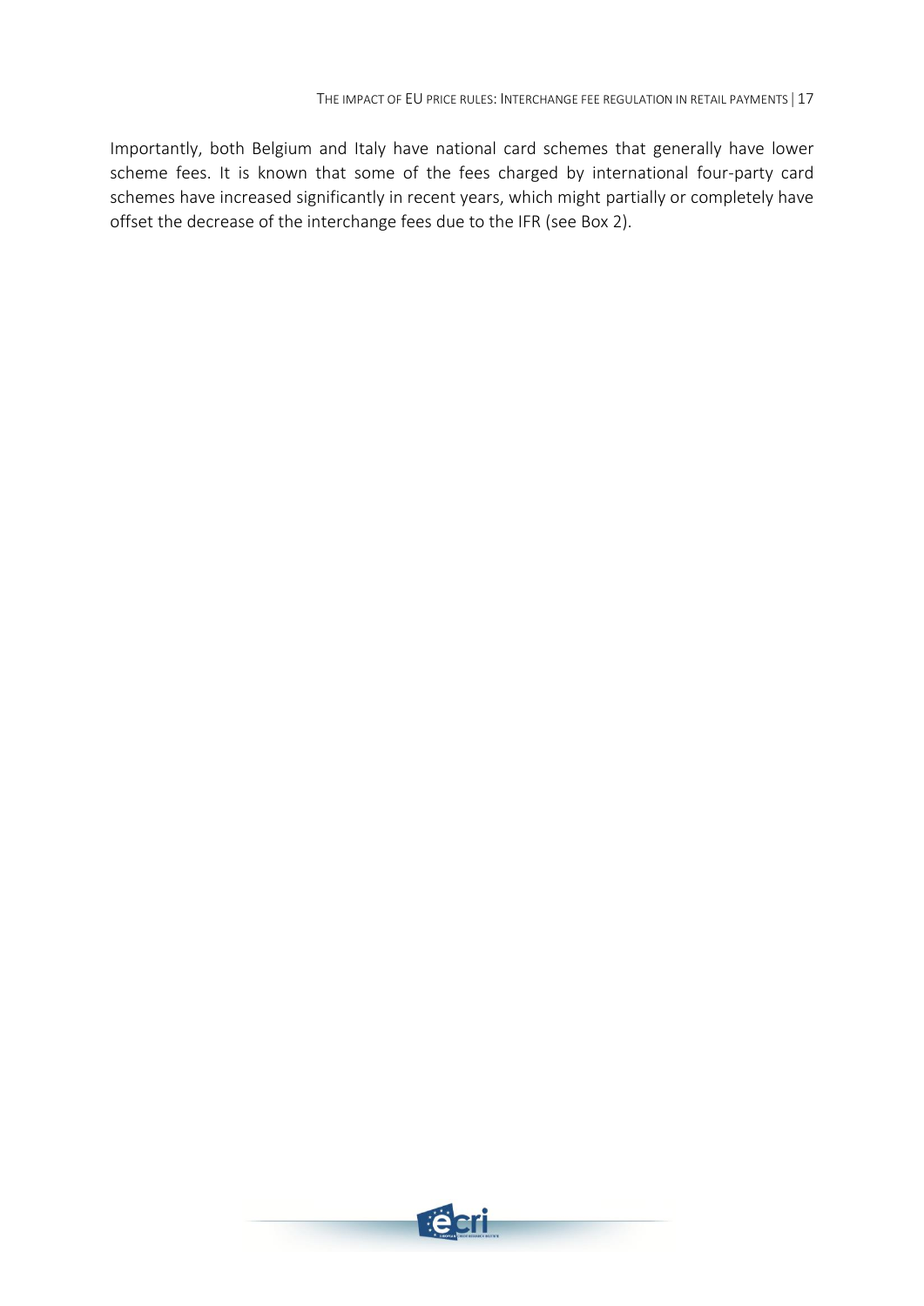Importantly, both Belgium and Italy have national card schemes that generally have lower scheme fees. It is known that some of the fees charged by international four-party card schemes have increased significantly in recent years, which might partially or completely have offset the decrease of the interchange fees due to the IFR (see Box 2).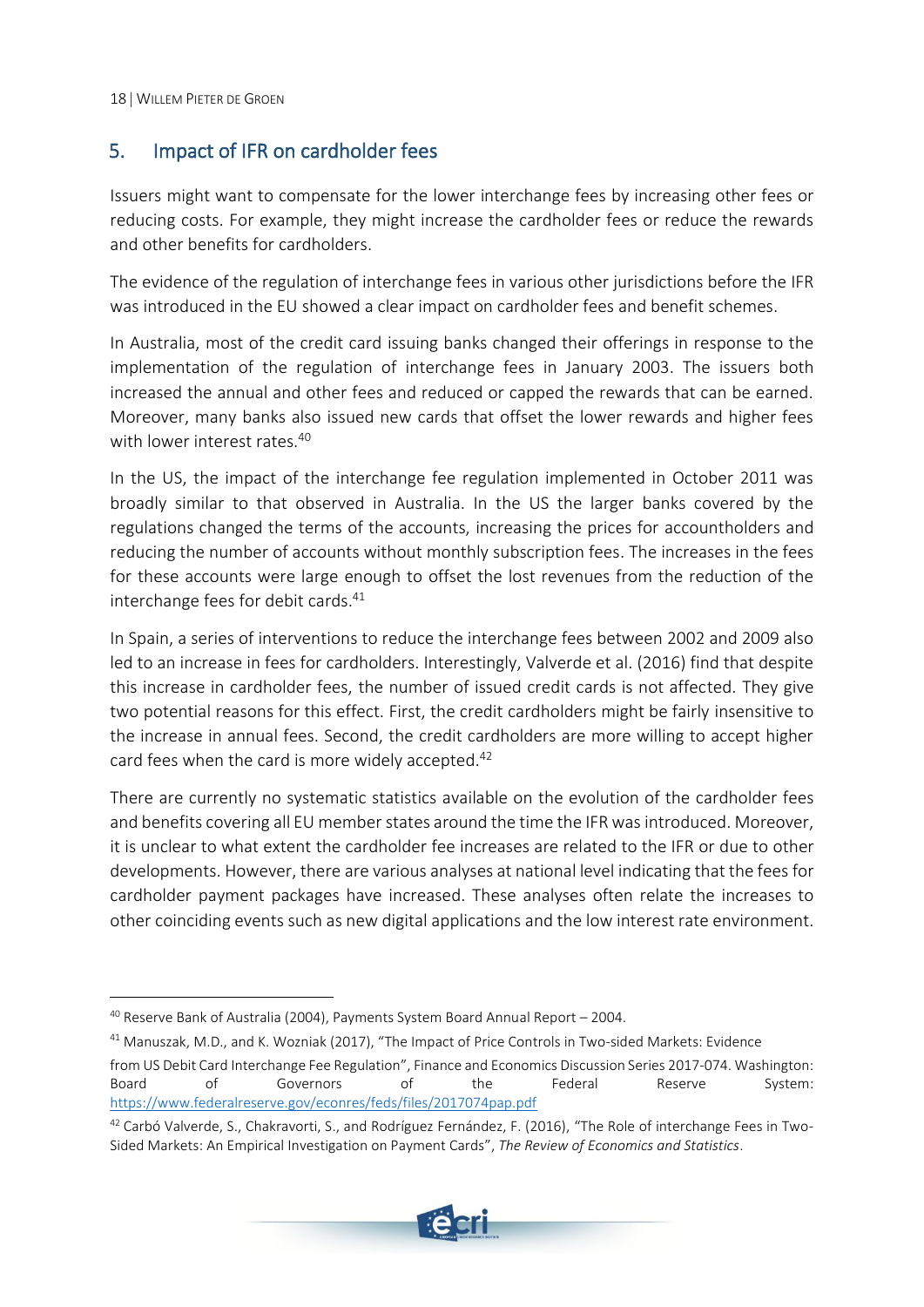## 5. Impact of IFR on cardholder fees

Issuers might want to compensate for the lower interchange fees by increasing other fees or reducing costs. For example, they might increase the cardholder fees or reduce the rewards and other benefits for cardholders.

The evidence of the regulation of interchange fees in various other jurisdictions before the IFR was introduced in the EU showed a clear impact on cardholder fees and benefit schemes.

In Australia, most of the credit card issuing banks changed their offerings in response to the implementation of the regulation of interchange fees in January 2003. The issuers both increased the annual and other fees and reduced or capped the rewards that can be earned. Moreover, many banks also issued new cards that offset the lower rewards and higher fees with lower interest rates.[40]

In the US, the impact of the interchange fee regulation implemented in October 2011 was broadly similar to that observed in Australia. In the US the larger banks covered by the regulations changed the terms of the accounts, increasing the prices for accountholders and reducing the number of accounts without monthly subscription fees. The increases in the fees for these accounts were large enough to offset the lost revenues from the reduction of the interchange fees for debit cards.[41]

In Spain, a series of interventions to reduce the interchange fees between 2002 and 2009 also led to an increase in fees for cardholders. Interestingly, Valverde et al. (2016) find that despite this increase in cardholder fees, the number of issued credit cards is not affected. They give two potential reasons for this effect. First, the credit cardholders might be fairly insensitive to the increase in annual fees. Second, the credit cardholders are more willing to accept higher card fees when the card is more widely accepted.[42]

There are currently no systematic statistics available on the evolution of the cardholder fees and benefits covering all EU member states around the time the IFR was introduced. Moreover, it is unclear to what extent the cardholder fee increases are related to the IFR or due to other developments. However, there are various analyses at national level indicating that the fees for cardholder payment packages have increased. These analyses often relate the increases to other coinciding events such as new digital applications and the low interest rate environment.

---

[40] Reserve Bank of Australia (2004), Payments System Board Annual Report – 2004.

[41] Manuszak, M.D., and K. Wozniak (2017), "The Impact of Price Controls in Two-sided Markets: Evidence from US Debit Card Interchange Fee Regulation", Finance and Economics Discussion Series 2017-074. Washington: Board of Governors of the Federal Reserve System: https://www.federalreserve.gov/econres/feds/files/2017074pap.pdf

[42] Carbó Valverde, S., Chakravorti, S., and Rodríguez Fernández, F. (2016), "The Role of interchange Fees in Two-Sided Markets: An Empirical Investigation on Payment Cards", *The Review of Economics and Statistics*.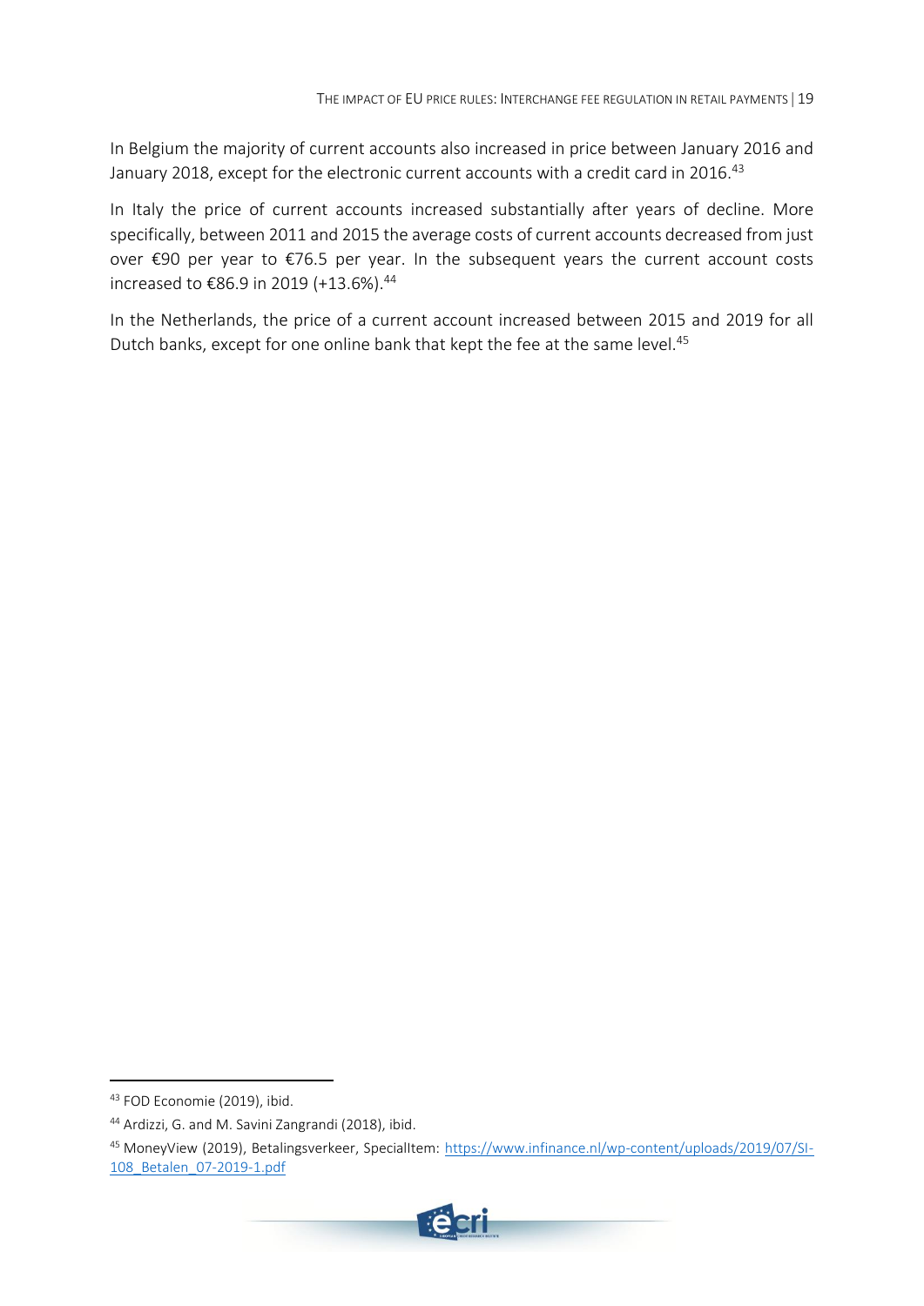In Belgium the majority of current accounts also increased in price between January 2016 and January 2018, except for the electronic current accounts with a credit card in 2016.[43]

In Italy the price of current accounts increased substantially after years of decline. More specifically, between 2011 and 2015 the average costs of current accounts decreased from just over €90 per year to €76.5 per year. In the subsequent years the current account costs increased to €86.9 in 2019 (+13.6%).[44]

In the Netherlands, the price of a current account increased between 2015 and 2019 for all Dutch banks, except for one online bank that kept the fee at the same level.[45]

---

[43] FOD Economie (2019), ibid.

[44] Ardizzi, G. and M. Savini Zangrandi (2018), ibid.

[45] MoneyView (2019), Betalingsverkeer, SpecialItem: https://www.infinance.nl/wp-content/uploads/2019/07/SI-108_Betalen_07-2019-1.pdf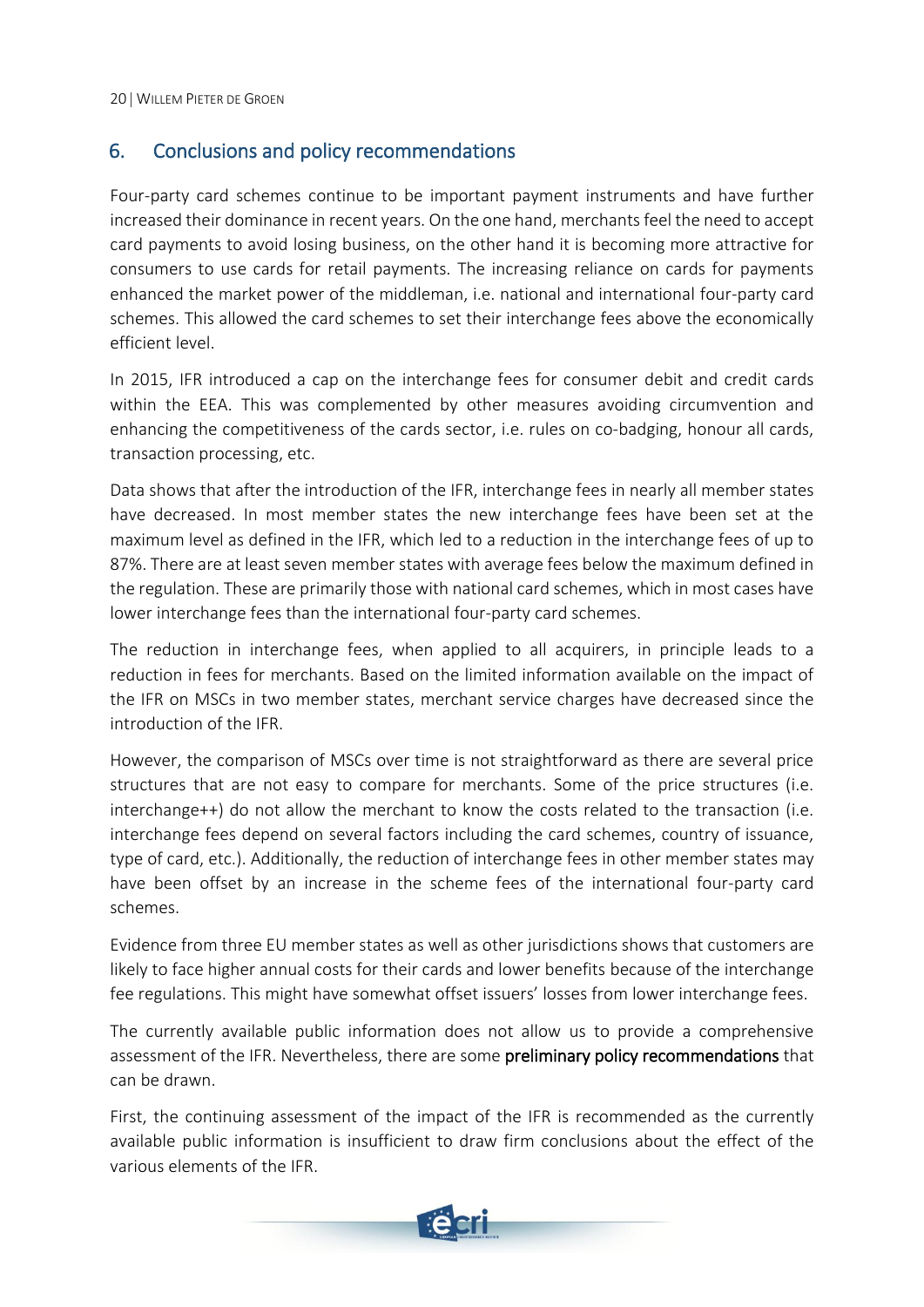## 6. Conclusions and policy recommendations

Four-party card schemes continue to be important payment instruments and have further increased their dominance in recent years. On the one hand, merchants feel the need to accept card payments to avoid losing business, on the other hand it is becoming more attractive for consumers to use cards for retail payments. The increasing reliance on cards for payments enhanced the market power of the middleman, i.e. national and international four-party card schemes. This allowed the card schemes to set their interchange fees above the economically efficient level.

In 2015, IFR introduced a cap on the interchange fees for consumer debit and credit cards within the EEA. This was complemented by other measures avoiding circumvention and enhancing the competitiveness of the cards sector, i.e. rules on co-badging, honour all cards, transaction processing, etc.

Data shows that after the introduction of the IFR, interchange fees in nearly all member states have decreased. In most member states the new interchange fees have been set at the maximum level as defined in the IFR, which led to a reduction in the interchange fees of up to 87%. There are at least seven member states with average fees below the maximum defined in the regulation. These are primarily those with national card schemes, which in most cases have lower interchange fees than the international four-party card schemes.

The reduction in interchange fees, when applied to all acquirers, in principle leads to a reduction in fees for merchants. Based on the limited information available on the impact of the IFR on MSCs in two member states, merchant service charges have decreased since the introduction of the IFR.

However, the comparison of MSCs over time is not straightforward as there are several price structures that are not easy to compare for merchants. Some of the price structures (i.e. interchange++) do not allow the merchant to know the costs related to the transaction (i.e. interchange fees depend on several factors including the card schemes, country of issuance, type of card, etc.). Additionally, the reduction of interchange fees in other member states may have been offset by an increase in the scheme fees of the international four-party card schemes.

Evidence from three EU member states as well as other jurisdictions shows that customers are likely to face higher annual costs for their cards and lower benefits because of the interchange fee regulations. This might have somewhat offset issuers' losses from lower interchange fees.

The currently available public information does not allow us to provide a comprehensive assessment of the IFR. Nevertheless, there are some **preliminary policy recommendations** that can be drawn.

First, the continuing assessment of the impact of the IFR is recommended as the currently available public information is insufficient to draw firm conclusions about the effect of the various elements of the IFR.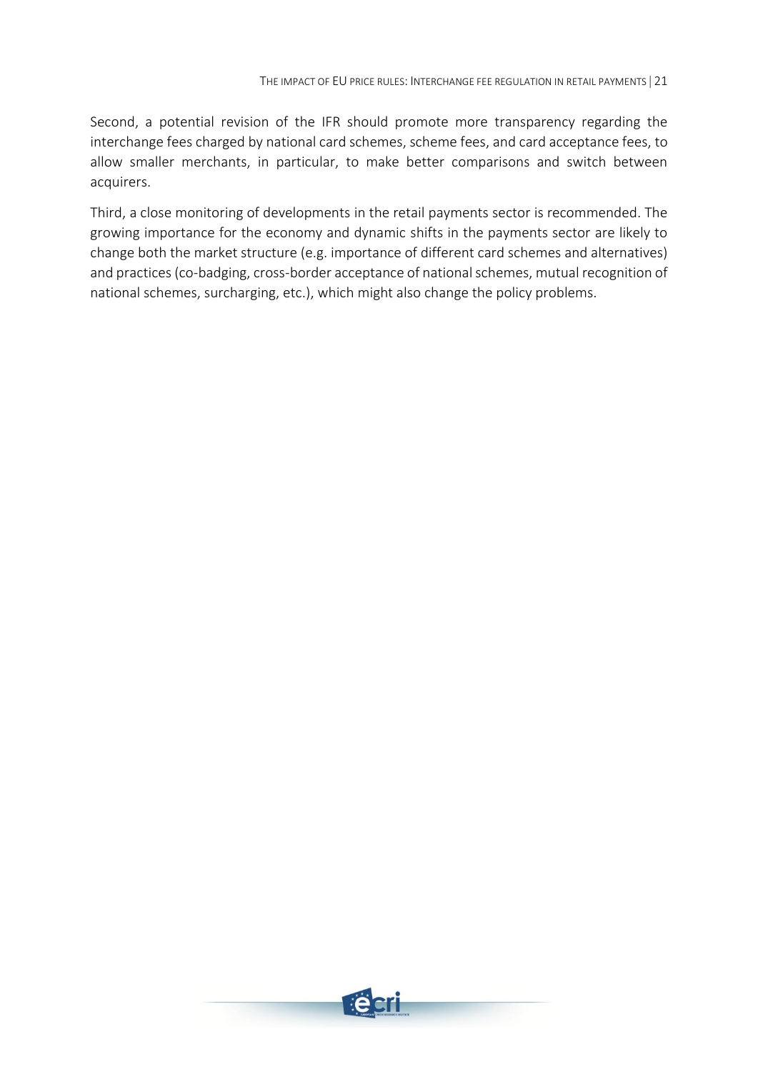Second, a potential revision of the IFR should promote more transparency regarding the interchange fees charged by national card schemes, scheme fees, and card acceptance fees, to allow smaller merchants, in particular, to make better comparisons and switch between acquirers.

Third, a close monitoring of developments in the retail payments sector is recommended. The growing importance for the economy and dynamic shifts in the payments sector are likely to change both the market structure (e.g. importance of different card schemes and alternatives) and practices (co-badging, cross-border acceptance of national schemes, mutual recognition of national schemes, surcharging, etc.), which might also change the policy problems.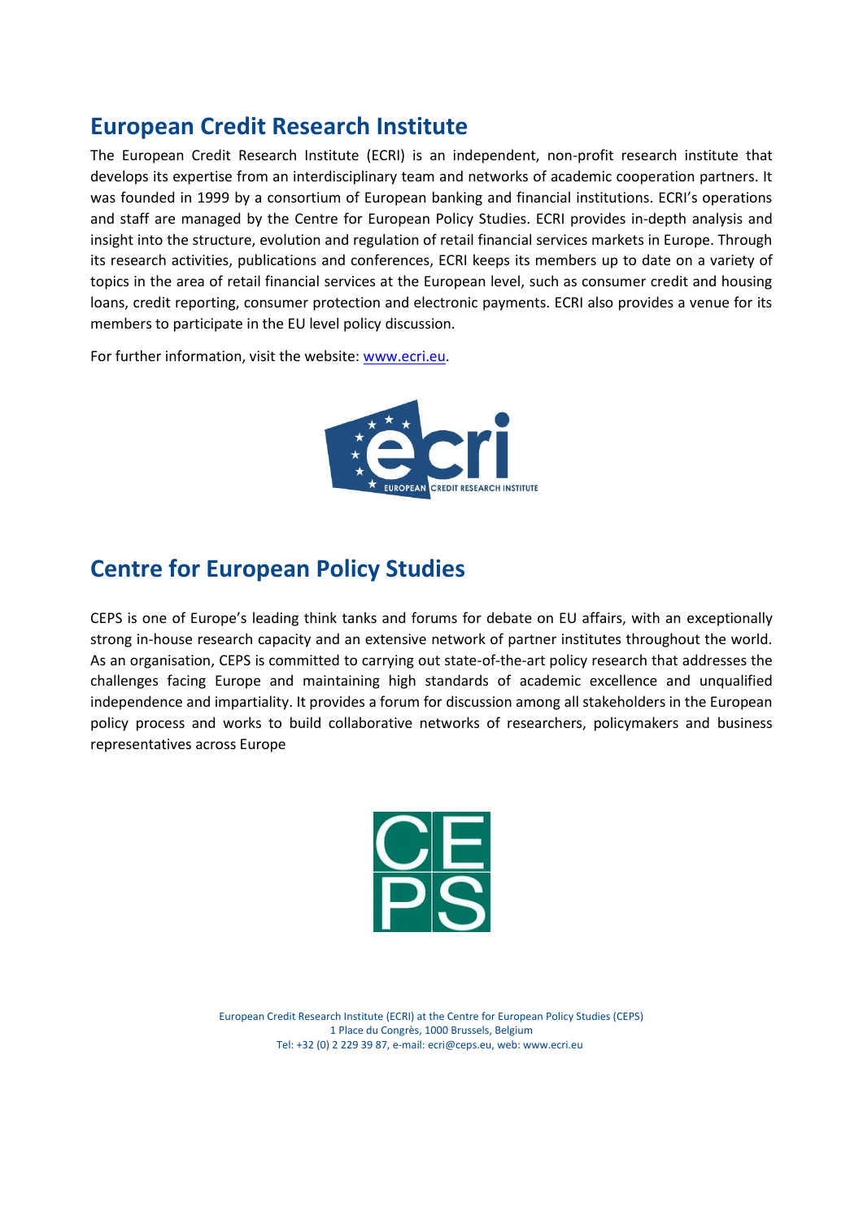## European Credit Research Institute

The European Credit Research Institute (ECRI) is an independent, non-profit research institute that develops its expertise from an interdisciplinary team and networks of academic cooperation partners. It was founded in 1999 by a consortium of European banking and financial institutions. ECRI's operations and staff are managed by the Centre for European Policy Studies. ECRI provides in-depth analysis and insight into the structure, evolution and regulation of retail financial services markets in Europe. Through its research activities, publications and conferences, ECRI keeps its members up to date on a variety of topics in the area of retail financial services at the European level, such as consumer credit and housing loans, credit reporting, consumer protection and electronic payments. ECRI also provides a venue for its members to participate in the EU level policy discussion.

For further information, visit the website: www.ecri.eu.

## Centre for European Policy Studies

CEPS is one of Europe's leading think tanks and forums for debate on EU affairs, with an exceptionally strong in-house research capacity and an extensive network of partner institutes throughout the world. As an organisation, CEPS is committed to carrying out state-of-the-art policy research that addresses the challenges facing Europe and maintaining high standards of academic excellence and unqualified independence and impartiality. It provides a forum for discussion among all stakeholders in the European policy process and works to build collaborative networks of researchers, policymakers and business representatives across Europe

European Credit Research Institute (ECRI) at the Centre for European Policy Studies (CEPS)
1 Place du Congrès, 1000 Brussels, Belgium
Tel: +32 (0) 2 229 39 87, e-mail: ecri@ceps.eu, web: www.ecri.eu